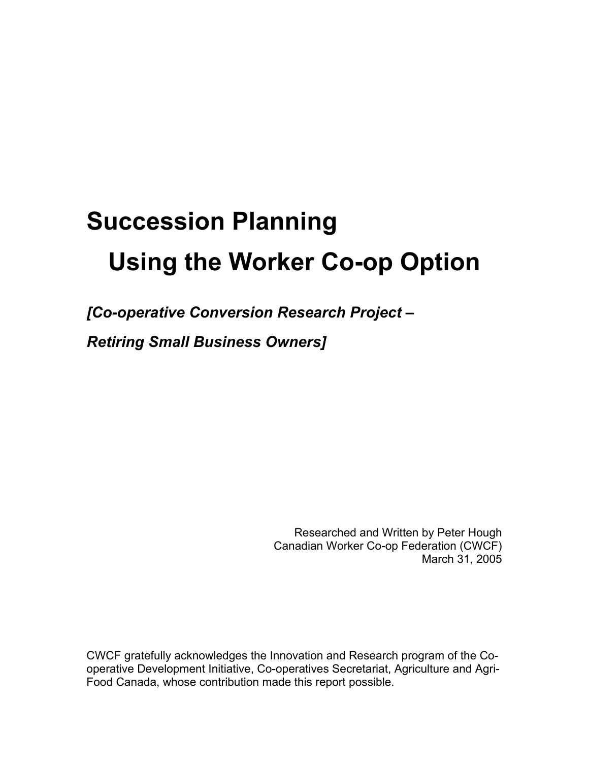# Succession Planning

# Using the Worker Co-op Option

***[Co-operative Conversion Research Project –***

***Retiring Small Business Owners]***

Researched and Written by Peter Hough
Canadian Worker Co-op Federation (CWCF)
March 31, 2005

CWCF gratefully acknowledges the Innovation and Research program of the Co-operative Development Initiative, Co-operatives Secretariat, Agriculture and Agri-Food Canada, whose contribution made this report possible.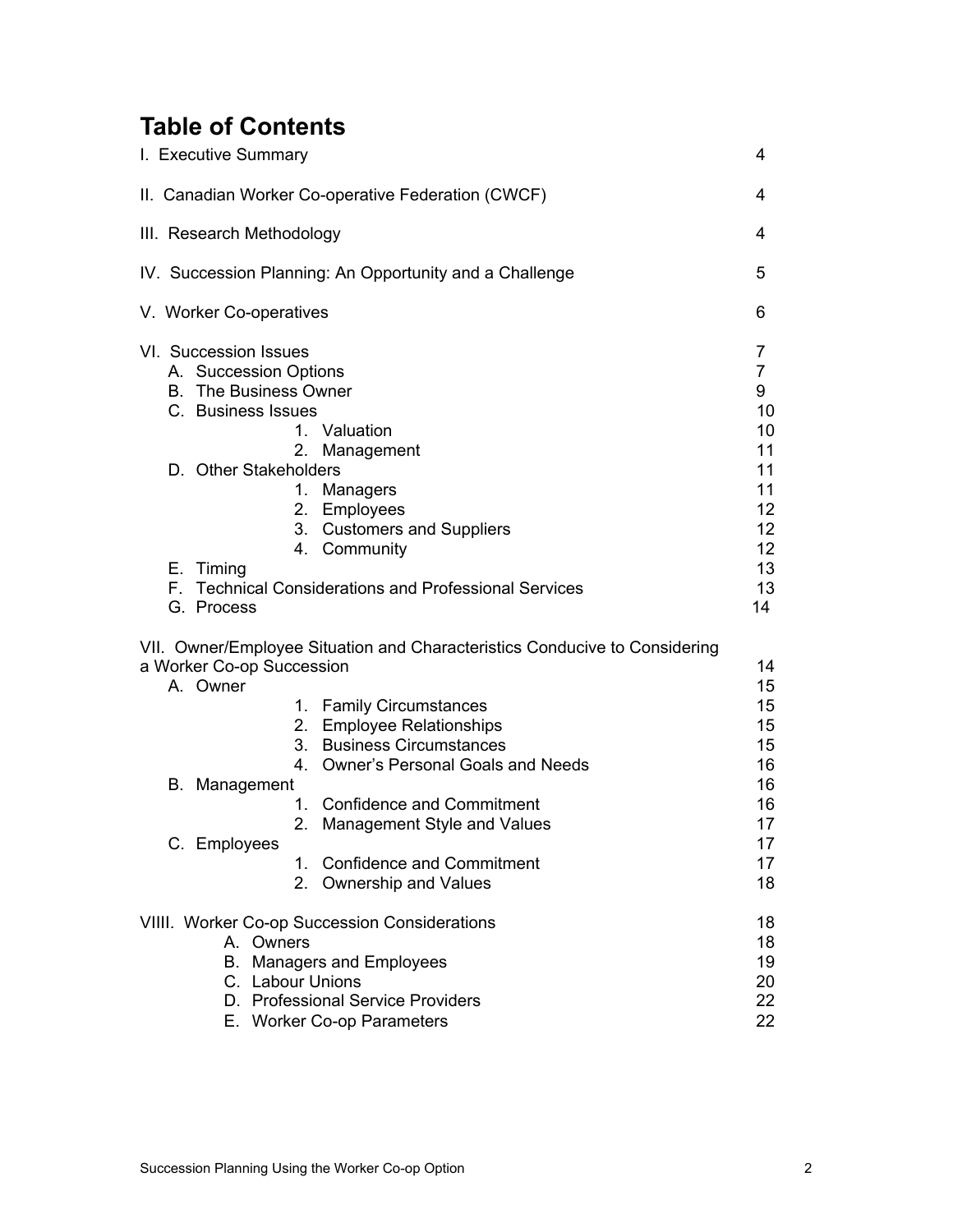# Table of Contents

| | |
|---|---|
| I. Executive Summary | 4 |
| II. Canadian Worker Co-operative Federation (CWCF) | 4 |
| III. Research Methodology | 4 |
| IV. Succession Planning: An Opportunity and a Challenge | 5 |
| V. Worker Co-operatives | 6 |
| VI. Succession Issues | 7 |
| A. Succession Options | 7 |
| B. The Business Owner | 9 |
| C. Business Issues | 10 |
| 1. Valuation | 10 |
| 2. Management | 11 |
| D. Other Stakeholders | 11 |
| 1. Managers | 11 |
| 2. Employees | 12 |
| 3. Customers and Suppliers | 12 |
| 4. Community | 12 |
| E. Timing | 13 |
| F. Technical Considerations and Professional Services | 13 |
| G. Process | 14 |
| VII. Owner/Employee Situation and Characteristics Conducive to Considering a Worker Co-op Succession | 14 |
| A. Owner | 15 |
| 1. Family Circumstances | 15 |
| 2. Employee Relationships | 15 |
| 3. Business Circumstances | 15 |
| 4. Owner's Personal Goals and Needs | 16 |
| B. Management | 16 |
| 1. Confidence and Commitment | 16 |
| 2. Management Style and Values | 17 |
| C. Employees | 17 |
| 1. Confidence and Commitment | 17 |
| 2. Ownership and Values | 18 |
| VIIII. Worker Co-op Succession Considerations | 18 |
| A. Owners | 18 |
| B. Managers and Employees | 19 |
| C. Labour Unions | 20 |
| D. Professional Service Providers | 22 |
| E. Worker Co-op Parameters | 22 |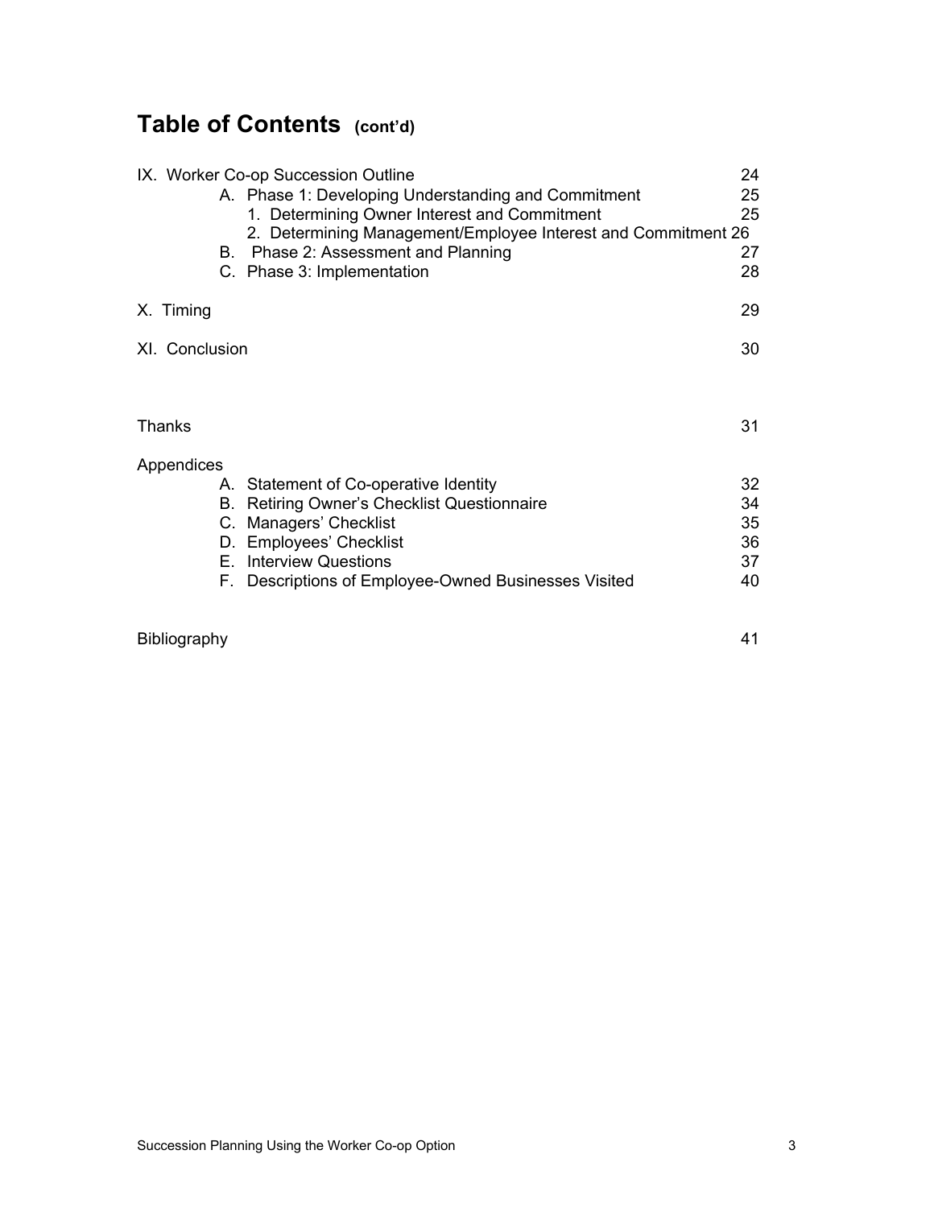# Table of Contents (cont'd)

| | |
|---|---|
| IX. Worker Co-op Succession Outline | 24 |
| A. Phase 1: Developing Understanding and Commitment | 25 |
| 1. Determining Owner Interest and Commitment | 25 |
| 2. Determining Management/Employee Interest and Commitment | 26 |
| B. Phase 2: Assessment and Planning | 27 |
| C. Phase 3: Implementation | 28 |
| X. Timing | 29 |
| XI. Conclusion | 30 |
| Thanks | 31 |
| Appendices | |
| A. Statement of Co-operative Identity | 32 |
| B. Retiring Owner's Checklist Questionnaire | 34 |
| C. Managers' Checklist | 35 |
| D. Employees' Checklist | 36 |
| E. Interview Questions | 37 |
| F. Descriptions of Employee-Owned Businesses Visited | 40 |
| Bibliography | 41 |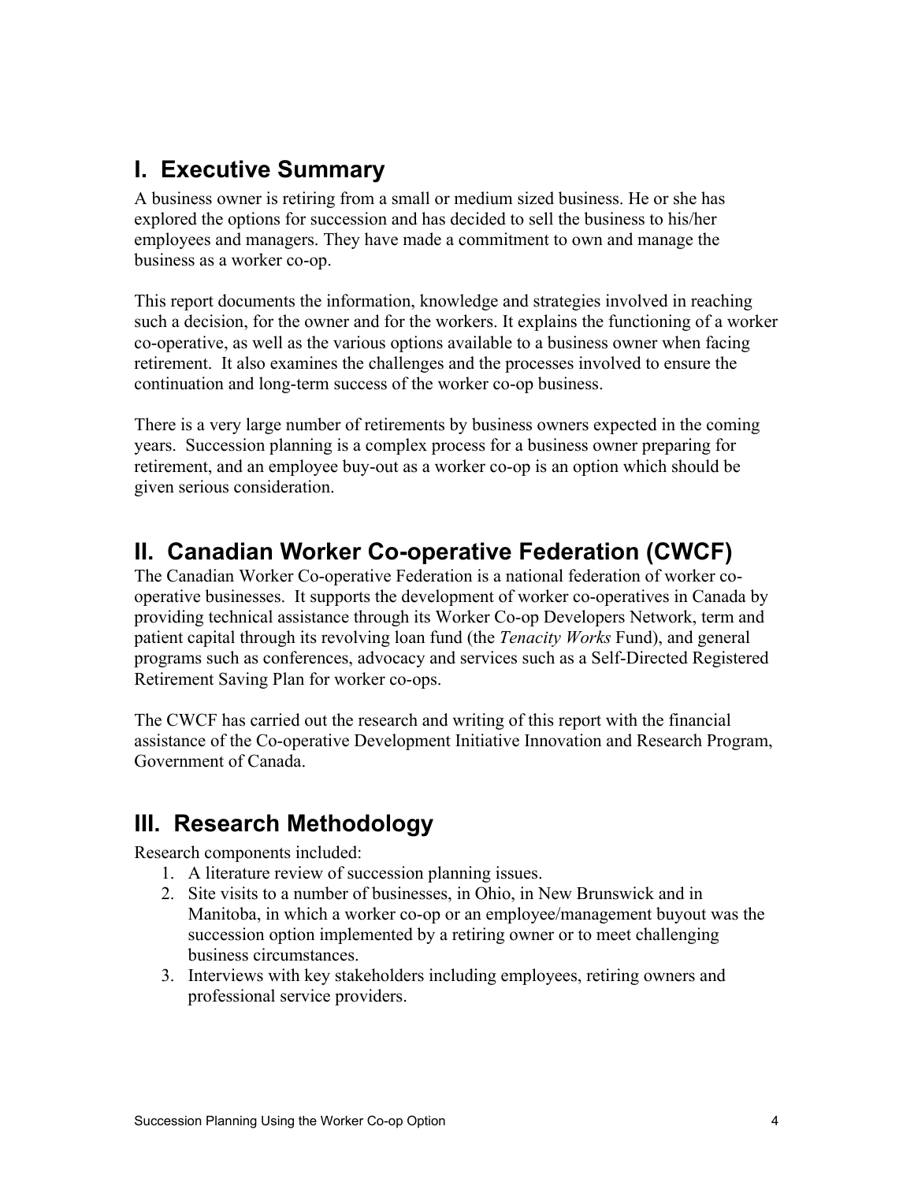## I. Executive Summary

A business owner is retiring from a small or medium sized business. He or she has explored the options for succession and has decided to sell the business to his/her employees and managers. They have made a commitment to own and manage the business as a worker co-op.

This report documents the information, knowledge and strategies involved in reaching such a decision, for the owner and for the workers. It explains the functioning of a worker co-operative, as well as the various options available to a business owner when facing retirement. It also examines the challenges and the processes involved to ensure the continuation and long-term success of the worker co-op business.

There is a very large number of retirements by business owners expected in the coming years. Succession planning is a complex process for a business owner preparing for retirement, and an employee buy-out as a worker co-op is an option which should be given serious consideration.

## II. Canadian Worker Co-operative Federation (CWCF)

The Canadian Worker Co-operative Federation is a national federation of worker co-operative businesses. It supports the development of worker co-operatives in Canada by providing technical assistance through its Worker Co-op Developers Network, term and patient capital through its revolving loan fund (the *Tenacity Works* Fund), and general programs such as conferences, advocacy and services such as a Self-Directed Registered Retirement Saving Plan for worker co-ops.

The CWCF has carried out the research and writing of this report with the financial assistance of the Co-operative Development Initiative Innovation and Research Program, Government of Canada.

## III. Research Methodology

Research components included:

1. A literature review of succession planning issues.
2. Site visits to a number of businesses, in Ohio, in New Brunswick and in Manitoba, in which a worker co-op or an employee/management buyout was the succession option implemented by a retiring owner or to meet challenging business circumstances.
3. Interviews with key stakeholders including employees, retiring owners and professional service providers.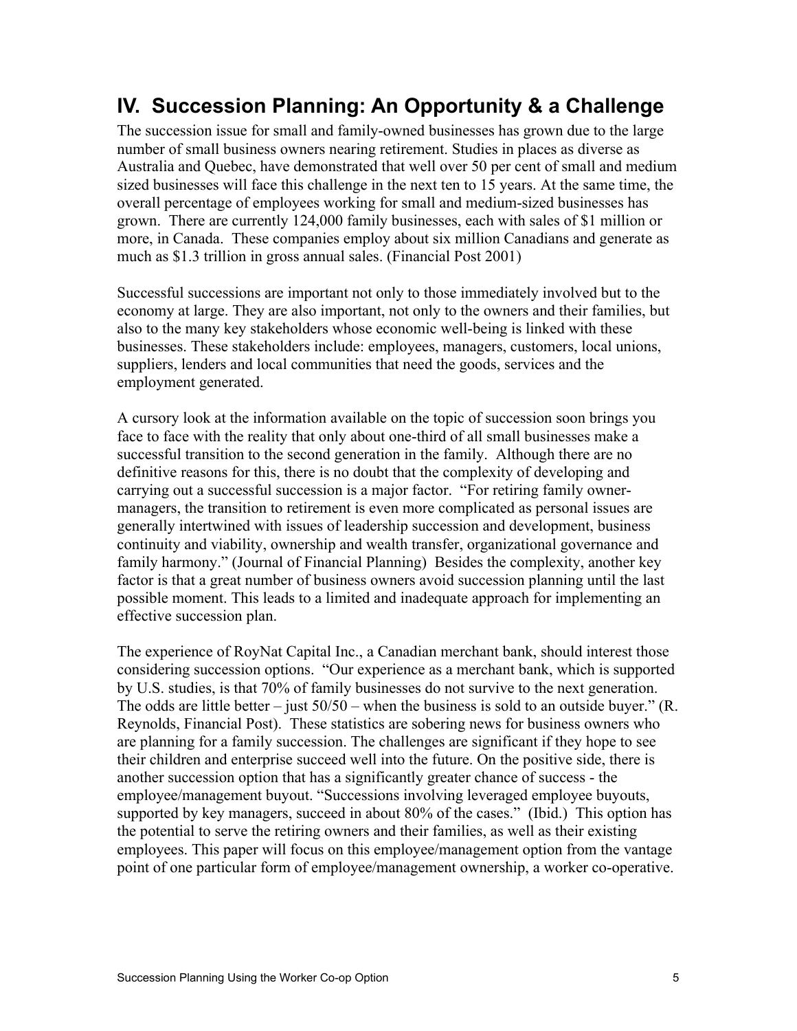## IV. Succession Planning: An Opportunity & a Challenge

The succession issue for small and family-owned businesses has grown due to the large number of small business owners nearing retirement. Studies in places as diverse as Australia and Quebec, have demonstrated that well over 50 per cent of small and medium sized businesses will face this challenge in the next ten to 15 years. At the same time, the overall percentage of employees working for small and medium-sized businesses has grown. There are currently 124,000 family businesses, each with sales of $1 million or more, in Canada. These companies employ about six million Canadians and generate as much as $1.3 trillion in gross annual sales. (Financial Post 2001)

Successful successions are important not only to those immediately involved but to the economy at large. They are also important, not only to the owners and their families, but also to the many key stakeholders whose economic well-being is linked with these businesses. These stakeholders include: employees, managers, customers, local unions, suppliers, lenders and local communities that need the goods, services and the employment generated.

A cursory look at the information available on the topic of succession soon brings you face to face with the reality that only about one-third of all small businesses make a successful transition to the second generation in the family. Although there are no definitive reasons for this, there is no doubt that the complexity of developing and carrying out a successful succession is a major factor. "For retiring family owner-managers, the transition to retirement is even more complicated as personal issues are generally intertwined with issues of leadership succession and development, business continuity and viability, ownership and wealth transfer, organizational governance and family harmony." (Journal of Financial Planning) Besides the complexity, another key factor is that a great number of business owners avoid succession planning until the last possible moment. This leads to a limited and inadequate approach for implementing an effective succession plan.

The experience of RoyNat Capital Inc., a Canadian merchant bank, should interest those considering succession options. "Our experience as a merchant bank, which is supported by U.S. studies, is that 70% of family businesses do not survive to the next generation. The odds are little better – just 50/50 – when the business is sold to an outside buyer." (R. Reynolds, Financial Post). These statistics are sobering news for business owners who are planning for a family succession. The challenges are significant if they hope to see their children and enterprise succeed well into the future. On the positive side, there is another succession option that has a significantly greater chance of success - the employee/management buyout. "Successions involving leveraged employee buyouts, supported by key managers, succeed in about 80% of the cases." (Ibid.) This option has the potential to serve the retiring owners and their families, as well as their existing employees. This paper will focus on this employee/management option from the vantage point of one particular form of employee/management ownership, a worker co-operative.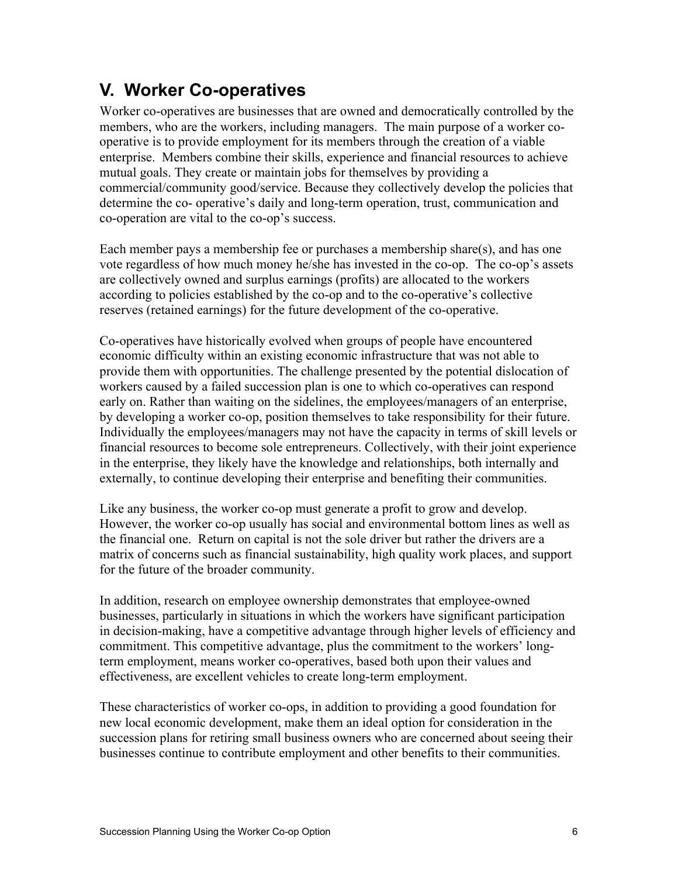## V. Worker Co-operatives

Worker co-operatives are businesses that are owned and democratically controlled by the members, who are the workers, including managers. The main purpose of a worker co-operative is to provide employment for its members through the creation of a viable enterprise. Members combine their skills, experience and financial resources to achieve mutual goals. They create or maintain jobs for themselves by providing a commercial/community good/service. Because they collectively develop the policies that determine the co- operative's daily and long-term operation, trust, communication and co-operation are vital to the co-op's success.

Each member pays a membership fee or purchases a membership share(s), and has one vote regardless of how much money he/she has invested in the co-op. The co-op's assets are collectively owned and surplus earnings (profits) are allocated to the workers according to policies established by the co-op and to the co-operative's collective reserves (retained earnings) for the future development of the co-operative.

Co-operatives have historically evolved when groups of people have encountered economic difficulty within an existing economic infrastructure that was not able to provide them with opportunities. The challenge presented by the potential dislocation of workers caused by a failed succession plan is one to which co-operatives can respond early on. Rather than waiting on the sidelines, the employees/managers of an enterprise, by developing a worker co-op, position themselves to take responsibility for their future. Individually the employees/managers may not have the capacity in terms of skill levels or financial resources to become sole entrepreneurs. Collectively, with their joint experience in the enterprise, they likely have the knowledge and relationships, both internally and externally, to continue developing their enterprise and benefiting their communities.

Like any business, the worker co-op must generate a profit to grow and develop. However, the worker co-op usually has social and environmental bottom lines as well as the financial one. Return on capital is not the sole driver but rather the drivers are a matrix of concerns such as financial sustainability, high quality work places, and support for the future of the broader community.

In addition, research on employee ownership demonstrates that employee-owned businesses, particularly in situations in which the workers have significant participation in decision-making, have a competitive advantage through higher levels of efficiency and commitment. This competitive advantage, plus the commitment to the workers' long-term employment, means worker co-operatives, based both upon their values and effectiveness, are excellent vehicles to create long-term employment.

These characteristics of worker co-ops, in addition to providing a good foundation for new local economic development, make them an ideal option for consideration in the succession plans for retiring small business owners who are concerned about seeing their businesses continue to contribute employment and other benefits to their communities.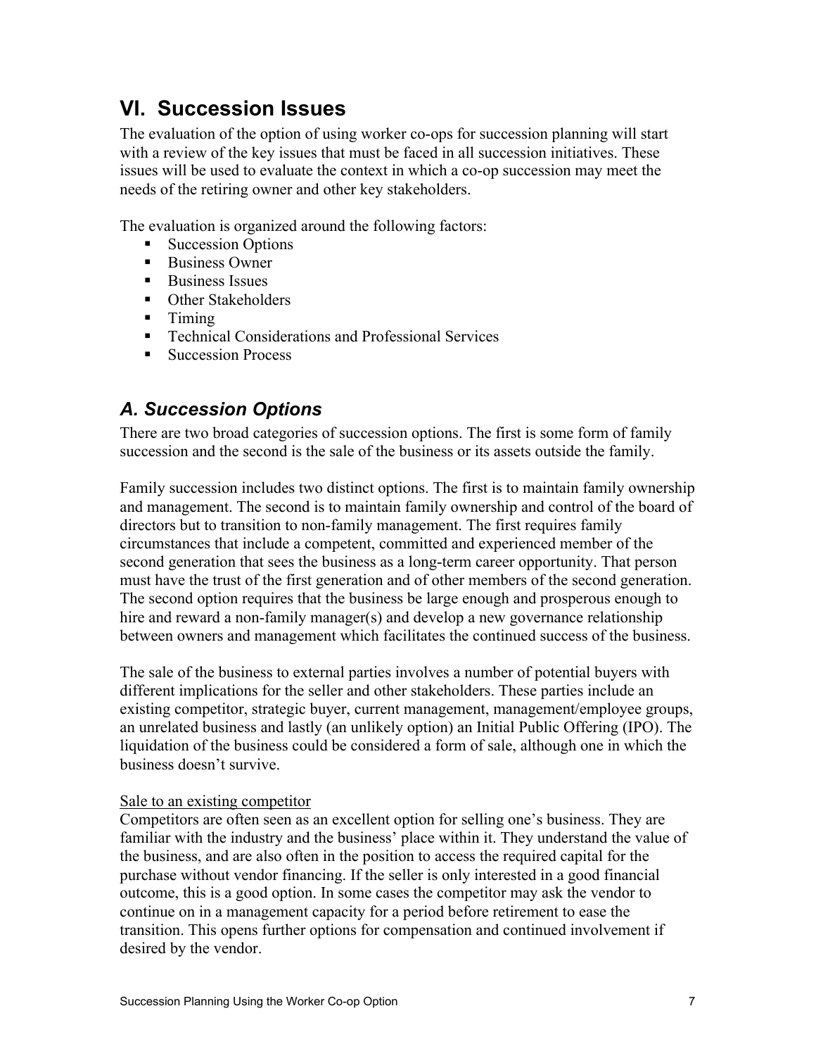## VI. Succession Issues

The evaluation of the option of using worker co-ops for succession planning will start with a review of the key issues that must be faced in all succession initiatives. These issues will be used to evaluate the context in which a co-op succession may meet the needs of the retiring owner and other key stakeholders.

The evaluation is organized around the following factors:

- Succession Options
- Business Owner
- Business Issues
- Other Stakeholders
- Timing
- Technical Considerations and Professional Services
- Succession Process

### *A. Succession Options*

There are two broad categories of succession options. The first is some form of family succession and the second is the sale of the business or its assets outside the family.

Family succession includes two distinct options. The first is to maintain family ownership and management. The second is to maintain family ownership and control of the board of directors but to transition to non-family management. The first requires family circumstances that include a competent, committed and experienced member of the second generation that sees the business as a long-term career opportunity. That person must have the trust of the first generation and of other members of the second generation. The second option requires that the business be large enough and prosperous enough to hire and reward a non-family manager(s) and develop a new governance relationship between owners and management which facilitates the continued success of the business.

The sale of the business to external parties involves a number of potential buyers with different implications for the seller and other stakeholders. These parties include an existing competitor, strategic buyer, current management, management/employee groups, an unrelated business and lastly (an unlikely option) an Initial Public Offering (IPO). The liquidation of the business could be considered a form of sale, although one in which the business doesn't survive.

<u>Sale to an existing competitor</u>

Competitors are often seen as an excellent option for selling one's business. They are familiar with the industry and the business' place within it. They understand the value of the business, and are also often in the position to access the required capital for the purchase without vendor financing. If the seller is only interested in a good financial outcome, this is a good option. In some cases the competitor may ask the vendor to continue on in a management capacity for a period before retirement to ease the transition. This opens further options for compensation and continued involvement if desired by the vendor.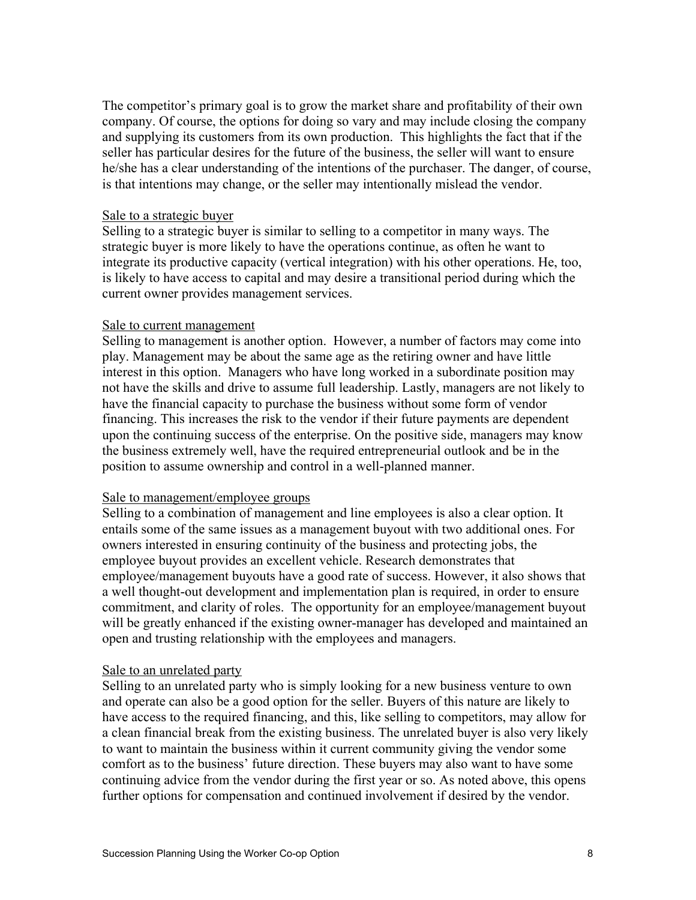The competitor's primary goal is to grow the market share and profitability of their own company. Of course, the options for doing so vary and may include closing the company and supplying its customers from its own production. This highlights the fact that if the seller has particular desires for the future of the business, the seller will want to ensure he/she has a clear understanding of the intentions of the purchaser. The danger, of course, is that intentions may change, or the seller may intentionally mislead the vendor.

<u>Sale to a strategic buyer</u>

Selling to a strategic buyer is similar to selling to a competitor in many ways. The strategic buyer is more likely to have the operations continue, as often he want to integrate its productive capacity (vertical integration) with his other operations. He, too, is likely to have access to capital and may desire a transitional period during which the current owner provides management services.

<u>Sale to current management</u>

Selling to management is another option. However, a number of factors may come into play. Management may be about the same age as the retiring owner and have little interest in this option. Managers who have long worked in a subordinate position may not have the skills and drive to assume full leadership. Lastly, managers are not likely to have the financial capacity to purchase the business without some form of vendor financing. This increases the risk to the vendor if their future payments are dependent upon the continuing success of the enterprise. On the positive side, managers may know the business extremely well, have the required entrepreneurial outlook and be in the position to assume ownership and control in a well-planned manner.

<u>Sale to management/employee groups</u>

Selling to a combination of management and line employees is also a clear option. It entails some of the same issues as a management buyout with two additional ones. For owners interested in ensuring continuity of the business and protecting jobs, the employee buyout provides an excellent vehicle. Research demonstrates that employee/management buyouts have a good rate of success. However, it also shows that a well thought-out development and implementation plan is required, in order to ensure commitment, and clarity of roles. The opportunity for an employee/management buyout will be greatly enhanced if the existing owner-manager has developed and maintained an open and trusting relationship with the employees and managers.

<u>Sale to an unrelated party</u>

Selling to an unrelated party who is simply looking for a new business venture to own and operate can also be a good option for the seller. Buyers of this nature are likely to have access to the required financing, and this, like selling to competitors, may allow for a clean financial break from the existing business. The unrelated buyer is also very likely to want to maintain the business within it current community giving the vendor some comfort as to the business' future direction. These buyers may also want to have some continuing advice from the vendor during the first year or so. As noted above, this opens further options for compensation and continued involvement if desired by the vendor.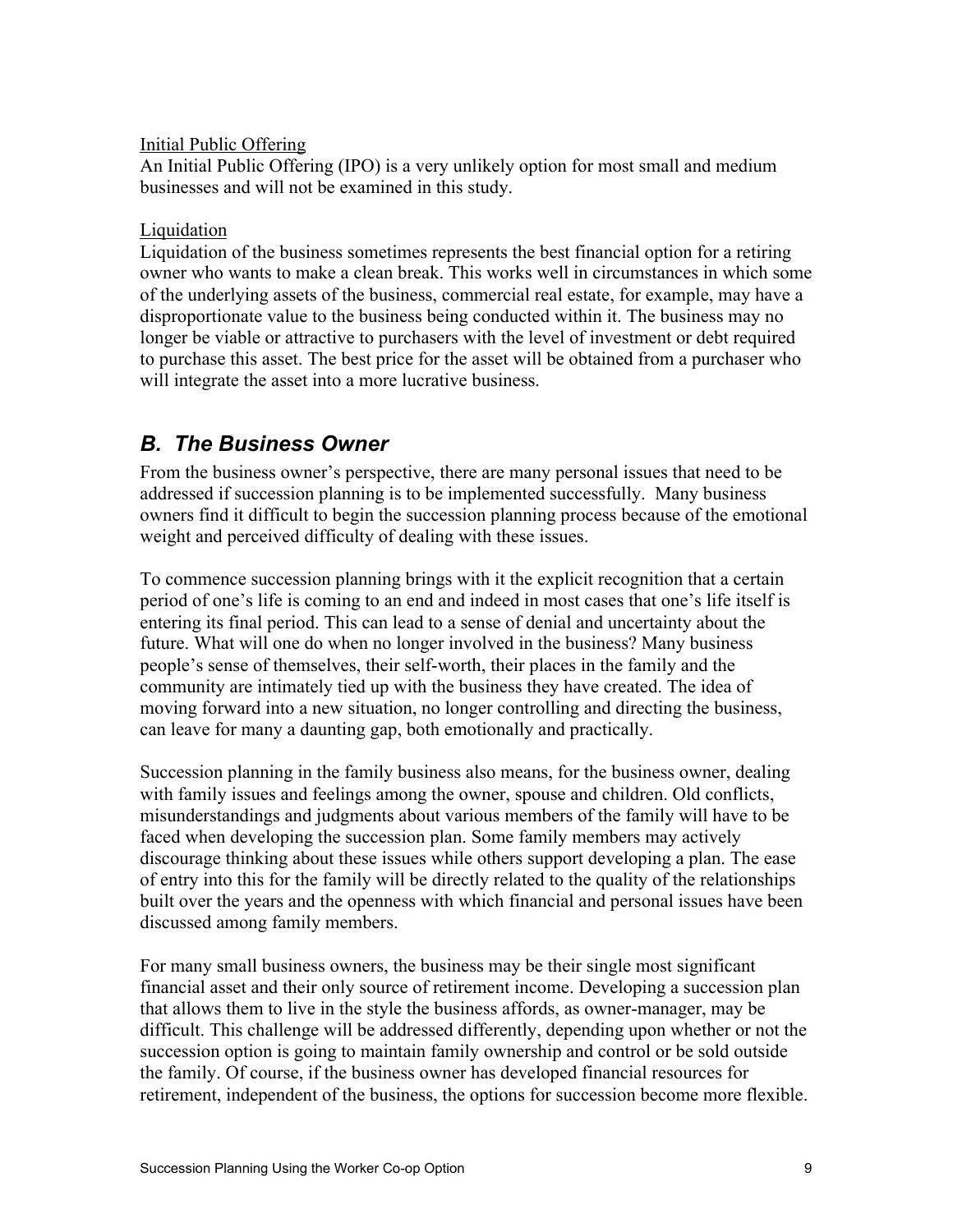Initial Public Offering

An Initial Public Offering (IPO) is a very unlikely option for most small and medium businesses and will not be examined in this study.

Liquidation

Liquidation of the business sometimes represents the best financial option for a retiring owner who wants to make a clean break. This works well in circumstances in which some of the underlying assets of the business, commercial real estate, for example, may have a disproportionate value to the business being conducted within it. The business may no longer be viable or attractive to purchasers with the level of investment or debt required to purchase this asset. The best price for the asset will be obtained from a purchaser who will integrate the asset into a more lucrative business.

## *B. The Business Owner*

From the business owner's perspective, there are many personal issues that need to be addressed if succession planning is to be implemented successfully. Many business owners find it difficult to begin the succession planning process because of the emotional weight and perceived difficulty of dealing with these issues.

To commence succession planning brings with it the explicit recognition that a certain period of one's life is coming to an end and indeed in most cases that one's life itself is entering its final period. This can lead to a sense of denial and uncertainty about the future. What will one do when no longer involved in the business? Many business people's sense of themselves, their self-worth, their places in the family and the community are intimately tied up with the business they have created. The idea of moving forward into a new situation, no longer controlling and directing the business, can leave for many a daunting gap, both emotionally and practically.

Succession planning in the family business also means, for the business owner, dealing with family issues and feelings among the owner, spouse and children. Old conflicts, misunderstandings and judgments about various members of the family will have to be faced when developing the succession plan. Some family members may actively discourage thinking about these issues while others support developing a plan. The ease of entry into this for the family will be directly related to the quality of the relationships built over the years and the openness with which financial and personal issues have been discussed among family members.

For many small business owners, the business may be their single most significant financial asset and their only source of retirement income. Developing a succession plan that allows them to live in the style the business affords, as owner-manager, may be difficult. This challenge will be addressed differently, depending upon whether or not the succession option is going to maintain family ownership and control or be sold outside the family. Of course, if the business owner has developed financial resources for retirement, independent of the business, the options for succession become more flexible.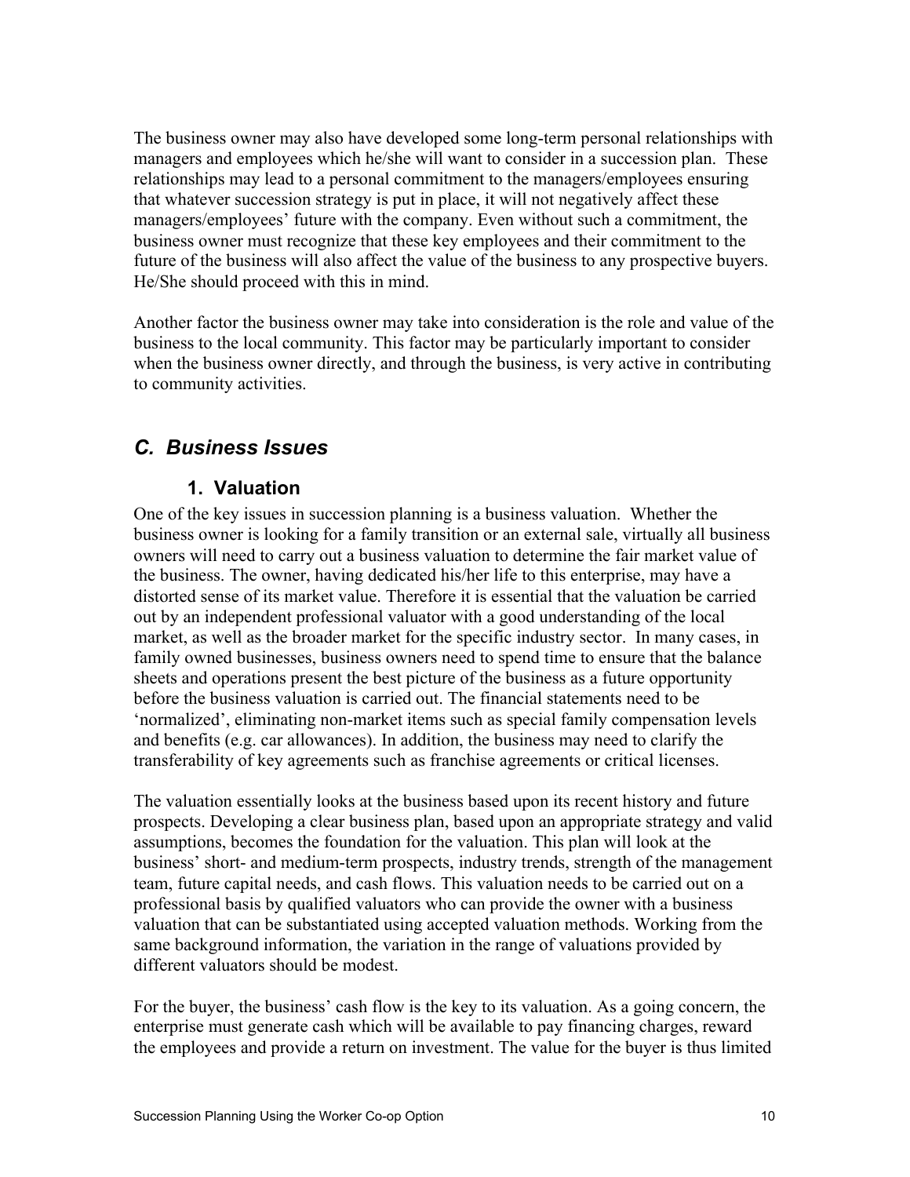The business owner may also have developed some long-term personal relationships with managers and employees which he/she will want to consider in a succession plan. These relationships may lead to a personal commitment to the managers/employees ensuring that whatever succession strategy is put in place, it will not negatively affect these managers/employees' future with the company. Even without such a commitment, the business owner must recognize that these key employees and their commitment to the future of the business will also affect the value of the business to any prospective buyers. He/She should proceed with this in mind.

Another factor the business owner may take into consideration is the role and value of the business to the local community. This factor may be particularly important to consider when the business owner directly, and through the business, is very active in contributing to community activities.

## *C. Business Issues*

### 1. Valuation

One of the key issues in succession planning is a business valuation. Whether the business owner is looking for a family transition or an external sale, virtually all business owners will need to carry out a business valuation to determine the fair market value of the business. The owner, having dedicated his/her life to this enterprise, may have a distorted sense of its market value. Therefore it is essential that the valuation be carried out by an independent professional valuator with a good understanding of the local market, as well as the broader market for the specific industry sector. In many cases, in family owned businesses, business owners need to spend time to ensure that the balance sheets and operations present the best picture of the business as a future opportunity before the business valuation is carried out. The financial statements need to be 'normalized', eliminating non-market items such as special family compensation levels and benefits (e.g. car allowances). In addition, the business may need to clarify the transferability of key agreements such as franchise agreements or critical licenses.

The valuation essentially looks at the business based upon its recent history and future prospects. Developing a clear business plan, based upon an appropriate strategy and valid assumptions, becomes the foundation for the valuation. This plan will look at the business' short- and medium-term prospects, industry trends, strength of the management team, future capital needs, and cash flows. This valuation needs to be carried out on a professional basis by qualified valuators who can provide the owner with a business valuation that can be substantiated using accepted valuation methods. Working from the same background information, the variation in the range of valuations provided by different valuators should be modest.

For the buyer, the business' cash flow is the key to its valuation. As a going concern, the enterprise must generate cash which will be available to pay financing charges, reward the employees and provide a return on investment. The value for the buyer is thus limited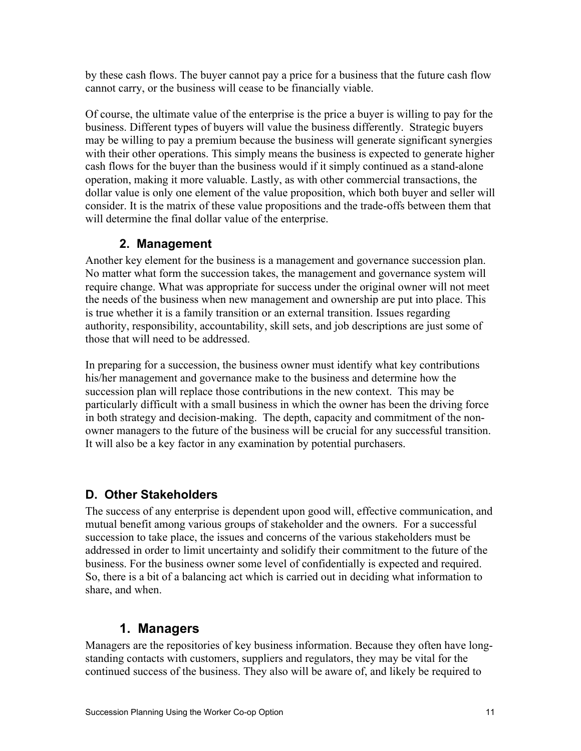by these cash flows. The buyer cannot pay a price for a business that the future cash flow cannot carry, or the business will cease to be financially viable.

Of course, the ultimate value of the enterprise is the price a buyer is willing to pay for the business. Different types of buyers will value the business differently. Strategic buyers may be willing to pay a premium because the business will generate significant synergies with their other operations. This simply means the business is expected to generate higher cash flows for the buyer than the business would if it simply continued as a stand-alone operation, making it more valuable. Lastly, as with other commercial transactions, the dollar value is only one element of the value proposition, which both buyer and seller will consider. It is the matrix of these value propositions and the trade-offs between them that will determine the final dollar value of the enterprise.

### 2. Management

Another key element for the business is a management and governance succession plan. No matter what form the succession takes, the management and governance system will require change. What was appropriate for success under the original owner will not meet the needs of the business when new management and ownership are put into place. This is true whether it is a family transition or an external transition. Issues regarding authority, responsibility, accountability, skill sets, and job descriptions are just some of those that will need to be addressed.

In preparing for a succession, the business owner must identify what key contributions his/her management and governance make to the business and determine how the succession plan will replace those contributions in the new context. This may be particularly difficult with a small business in which the owner has been the driving force in both strategy and decision-making. The depth, capacity and commitment of the non-owner managers to the future of the business will be crucial for any successful transition. It will also be a key factor in any examination by potential purchasers.

## D. Other Stakeholders

The success of any enterprise is dependent upon good will, effective communication, and mutual benefit among various groups of stakeholder and the owners. For a successful succession to take place, the issues and concerns of the various stakeholders must be addressed in order to limit uncertainty and solidify their commitment to the future of the business. For the business owner some level of confidentially is expected and required. So, there is a bit of a balancing act which is carried out in deciding what information to share, and when.

### 1. Managers

Managers are the repositories of key business information. Because they often have long-standing contacts with customers, suppliers and regulators, they may be vital for the continued success of the business. They also will be aware of, and likely be required to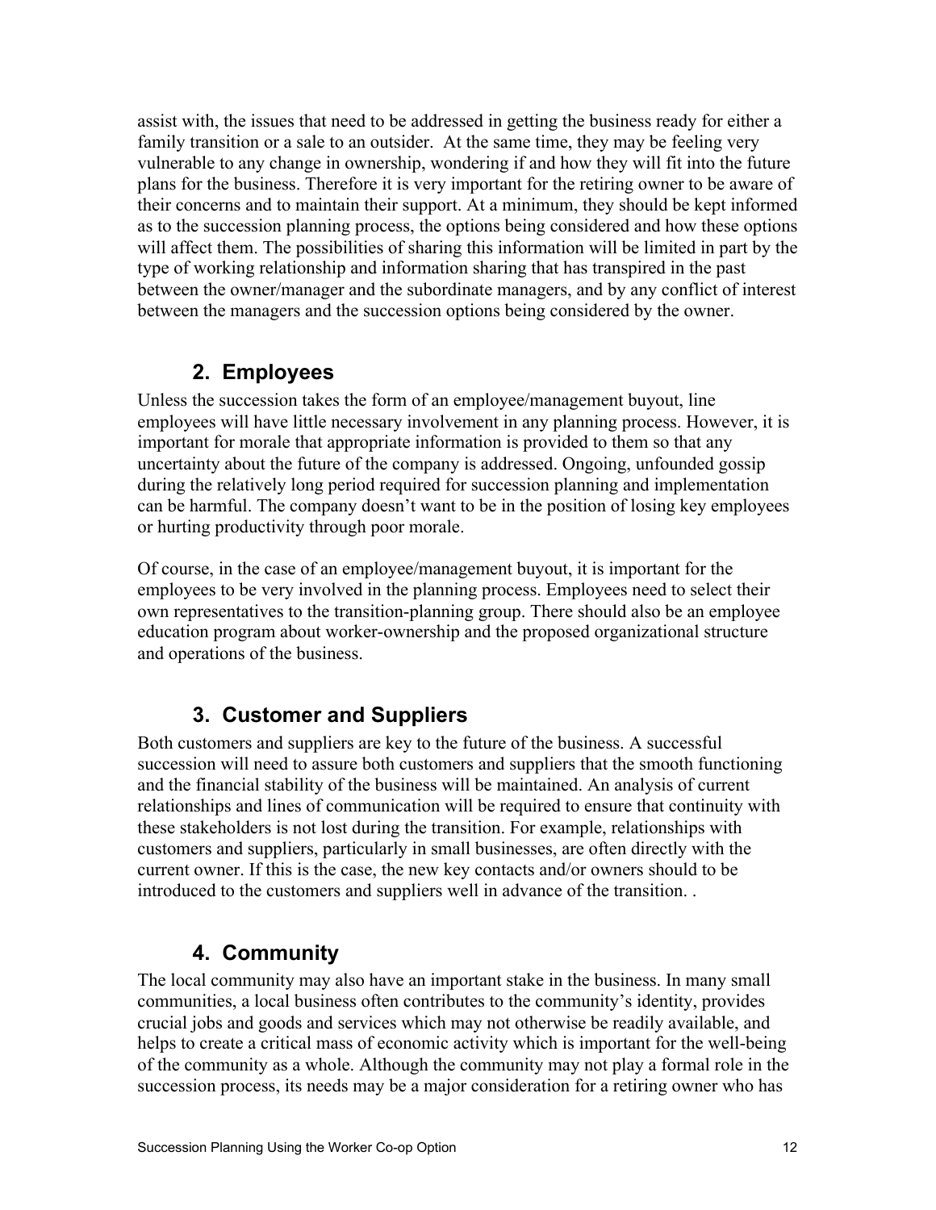assist with, the issues that need to be addressed in getting the business ready for either a family transition or a sale to an outsider. At the same time, they may be feeling very vulnerable to any change in ownership, wondering if and how they will fit into the future plans for the business. Therefore it is very important for the retiring owner to be aware of their concerns and to maintain their support. At a minimum, they should be kept informed as to the succession planning process, the options being considered and how these options will affect them. The possibilities of sharing this information will be limited in part by the type of working relationship and information sharing that has transpired in the past between the owner/manager and the subordinate managers, and by any conflict of interest between the managers and the succession options being considered by the owner.

## 2. Employees

Unless the succession takes the form of an employee/management buyout, line employees will have little necessary involvement in any planning process. However, it is important for morale that appropriate information is provided to them so that any uncertainty about the future of the company is addressed. Ongoing, unfounded gossip during the relatively long period required for succession planning and implementation can be harmful. The company doesn't want to be in the position of losing key employees or hurting productivity through poor morale.

Of course, in the case of an employee/management buyout, it is important for the employees to be very involved in the planning process. Employees need to select their own representatives to the transition-planning group. There should also be an employee education program about worker-ownership and the proposed organizational structure and operations of the business.

## 3. Customer and Suppliers

Both customers and suppliers are key to the future of the business. A successful succession will need to assure both customers and suppliers that the smooth functioning and the financial stability of the business will be maintained. An analysis of current relationships and lines of communication will be required to ensure that continuity with these stakeholders is not lost during the transition. For example, relationships with customers and suppliers, particularly in small businesses, are often directly with the current owner. If this is the case, the new key contacts and/or owners should to be introduced to the customers and suppliers well in advance of the transition. .

## 4. Community

The local community may also have an important stake in the business. In many small communities, a local business often contributes to the community's identity, provides crucial jobs and goods and services which may not otherwise be readily available, and helps to create a critical mass of economic activity which is important for the well-being of the community as a whole. Although the community may not play a formal role in the succession process, its needs may be a major consideration for a retiring owner who has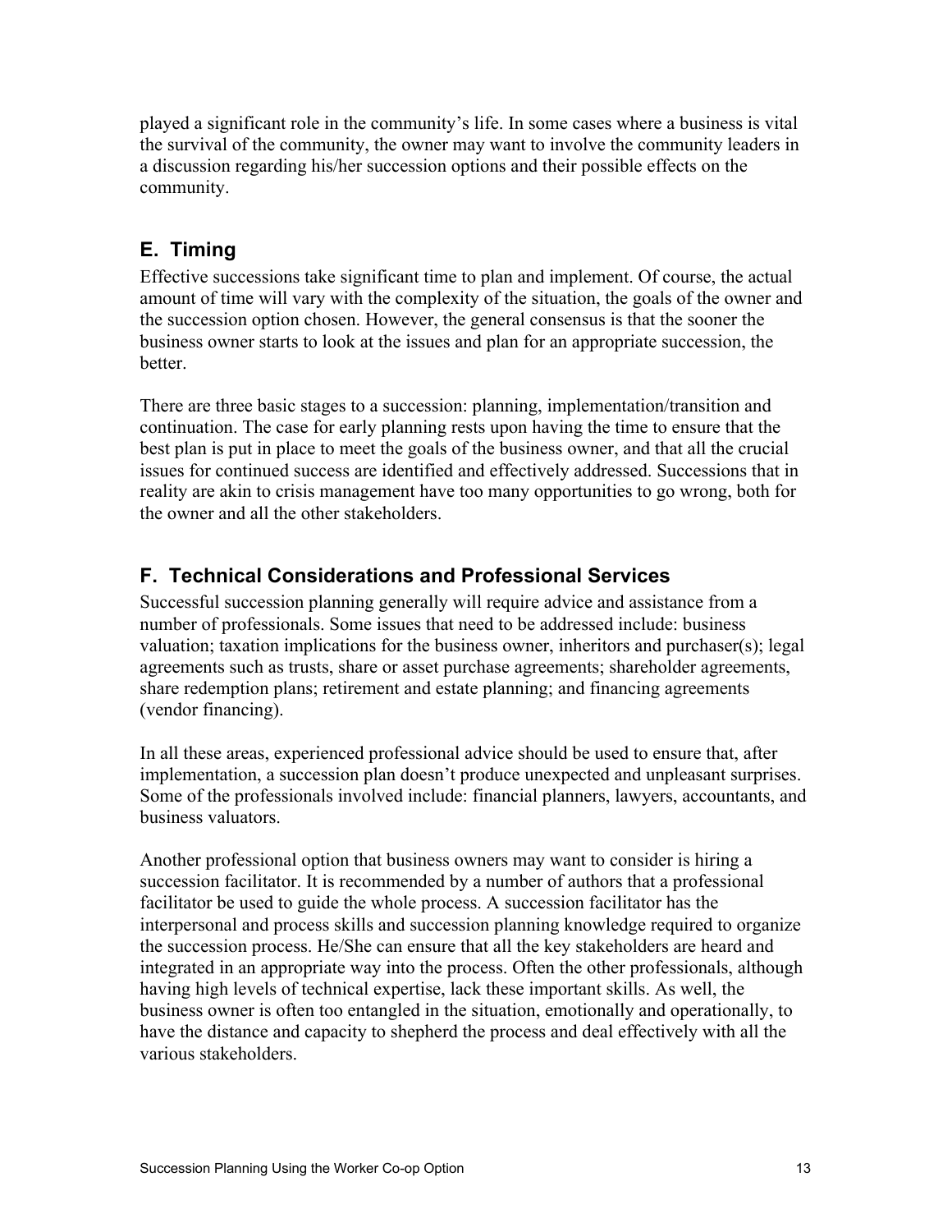played a significant role in the community's life. In some cases where a business is vital the survival of the community, the owner may want to involve the community leaders in a discussion regarding his/her succession options and their possible effects on the community.

## E. Timing

Effective successions take significant time to plan and implement. Of course, the actual amount of time will vary with the complexity of the situation, the goals of the owner and the succession option chosen. However, the general consensus is that the sooner the business owner starts to look at the issues and plan for an appropriate succession, the better.

There are three basic stages to a succession: planning, implementation/transition and continuation. The case for early planning rests upon having the time to ensure that the best plan is put in place to meet the goals of the business owner, and that all the crucial issues for continued success are identified and effectively addressed. Successions that in reality are akin to crisis management have too many opportunities to go wrong, both for the owner and all the other stakeholders.

## F. Technical Considerations and Professional Services

Successful succession planning generally will require advice and assistance from a number of professionals. Some issues that need to be addressed include: business valuation; taxation implications for the business owner, inheritors and purchaser(s); legal agreements such as trusts, share or asset purchase agreements; shareholder agreements, share redemption plans; retirement and estate planning; and financing agreements (vendor financing).

In all these areas, experienced professional advice should be used to ensure that, after implementation, a succession plan doesn't produce unexpected and unpleasant surprises. Some of the professionals involved include: financial planners, lawyers, accountants, and business valuators.

Another professional option that business owners may want to consider is hiring a succession facilitator. It is recommended by a number of authors that a professional facilitator be used to guide the whole process. A succession facilitator has the interpersonal and process skills and succession planning knowledge required to organize the succession process. He/She can ensure that all the key stakeholders are heard and integrated in an appropriate way into the process. Often the other professionals, although having high levels of technical expertise, lack these important skills. As well, the business owner is often too entangled in the situation, emotionally and operationally, to have the distance and capacity to shepherd the process and deal effectively with all the various stakeholders.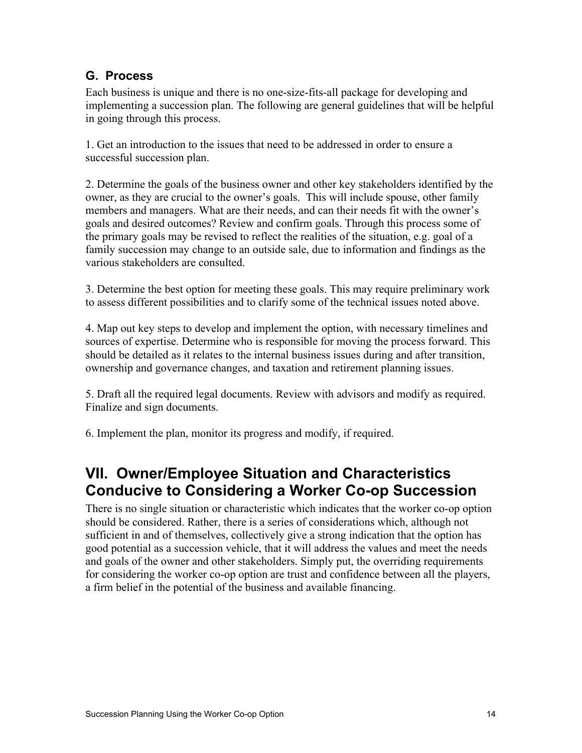### G. Process

Each business is unique and there is no one-size-fits-all package for developing and implementing a succession plan. The following are general guidelines that will be helpful in going through this process.

1. Get an introduction to the issues that need to be addressed in order to ensure a successful succession plan.

2. Determine the goals of the business owner and other key stakeholders identified by the owner, as they are crucial to the owner's goals. This will include spouse, other family members and managers. What are their needs, and can their needs fit with the owner's goals and desired outcomes? Review and confirm goals. Through this process some of the primary goals may be revised to reflect the realities of the situation, e.g. goal of a family succession may change to an outside sale, due to information and findings as the various stakeholders are consulted.

3. Determine the best option for meeting these goals. This may require preliminary work to assess different possibilities and to clarify some of the technical issues noted above.

4. Map out key steps to develop and implement the option, with necessary timelines and sources of expertise. Determine who is responsible for moving the process forward. This should be detailed as it relates to the internal business issues during and after transition, ownership and governance changes, and taxation and retirement planning issues.

5. Draft all the required legal documents. Review with advisors and modify as required. Finalize and sign documents.

6. Implement the plan, monitor its progress and modify, if required.

## VII. Owner/Employee Situation and Characteristics Conducive to Considering a Worker Co-op Succession

There is no single situation or characteristic which indicates that the worker co-op option should be considered. Rather, there is a series of considerations which, although not sufficient in and of themselves, collectively give a strong indication that the option has good potential as a succession vehicle, that it will address the values and meet the needs and goals of the owner and other stakeholders. Simply put, the overriding requirements for considering the worker co-op option are trust and confidence between all the players, a firm belief in the potential of the business and available financing.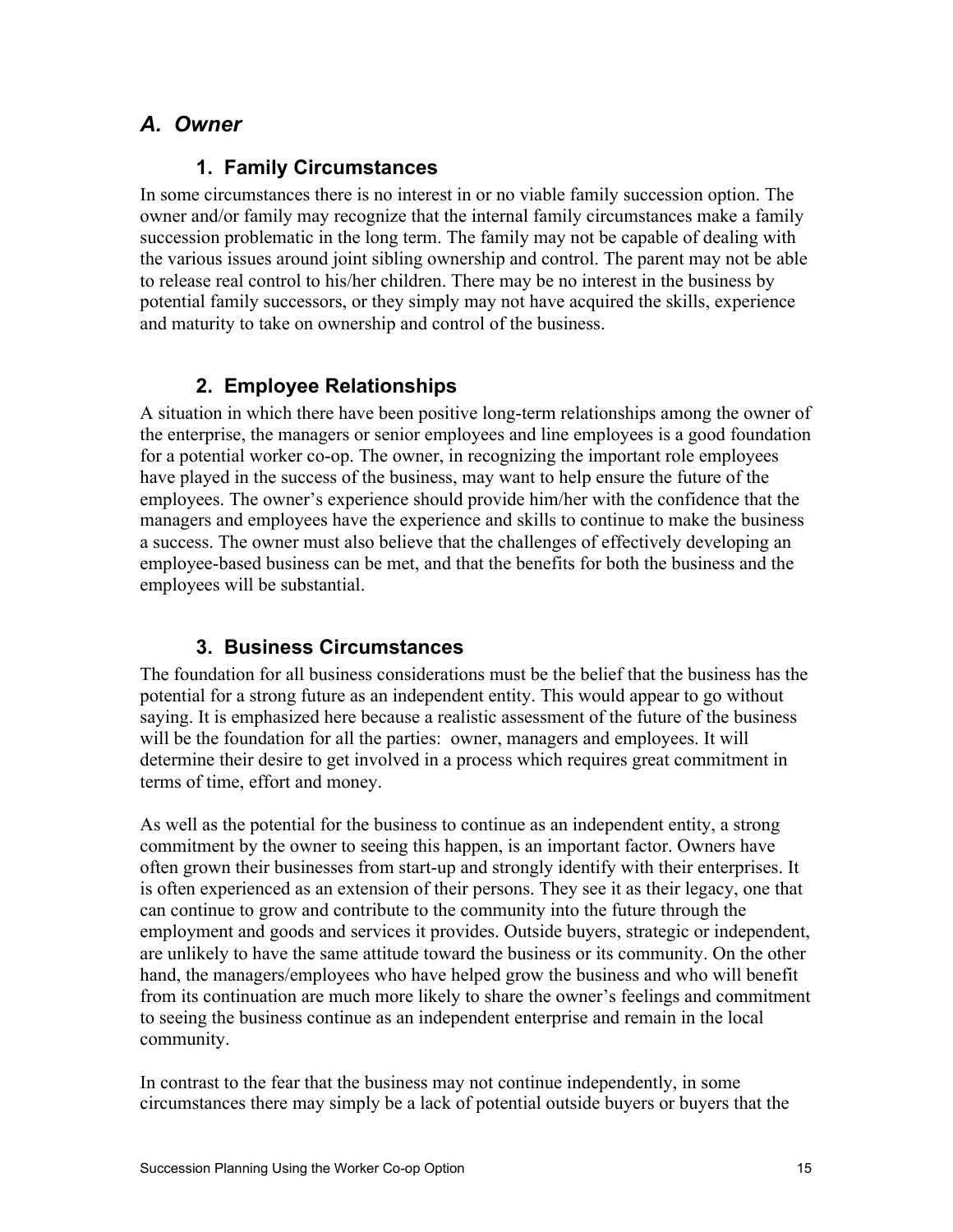## *A. Owner*

### 1. Family Circumstances

In some circumstances there is no interest in or no viable family succession option. The owner and/or family may recognize that the internal family circumstances make a family succession problematic in the long term. The family may not be capable of dealing with the various issues around joint sibling ownership and control. The parent may not be able to release real control to his/her children. There may be no interest in the business by potential family successors, or they simply may not have acquired the skills, experience and maturity to take on ownership and control of the business.

### 2. Employee Relationships

A situation in which there have been positive long-term relationships among the owner of the enterprise, the managers or senior employees and line employees is a good foundation for a potential worker co-op. The owner, in recognizing the important role employees have played in the success of the business, may want to help ensure the future of the employees. The owner's experience should provide him/her with the confidence that the managers and employees have the experience and skills to continue to make the business a success. The owner must also believe that the challenges of effectively developing an employee-based business can be met, and that the benefits for both the business and the employees will be substantial.

### 3. Business Circumstances

The foundation for all business considerations must be the belief that the business has the potential for a strong future as an independent entity. This would appear to go without saying. It is emphasized here because a realistic assessment of the future of the business will be the foundation for all the parties: owner, managers and employees. It will determine their desire to get involved in a process which requires great commitment in terms of time, effort and money.

As well as the potential for the business to continue as an independent entity, a strong commitment by the owner to seeing this happen, is an important factor. Owners have often grown their businesses from start-up and strongly identify with their enterprises. It is often experienced as an extension of their persons. They see it as their legacy, one that can continue to grow and contribute to the community into the future through the employment and goods and services it provides. Outside buyers, strategic or independent, are unlikely to have the same attitude toward the business or its community. On the other hand, the managers/employees who have helped grow the business and who will benefit from its continuation are much more likely to share the owner's feelings and commitment to seeing the business continue as an independent enterprise and remain in the local community.

In contrast to the fear that the business may not continue independently, in some circumstances there may simply be a lack of potential outside buyers or buyers that the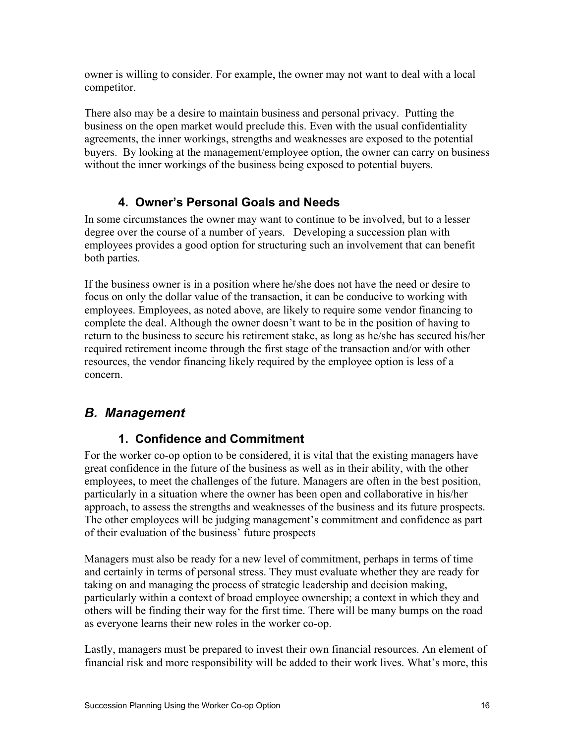owner is willing to consider. For example, the owner may not want to deal with a local competitor.

There also may be a desire to maintain business and personal privacy. Putting the business on the open market would preclude this. Even with the usual confidentiality agreements, the inner workings, strengths and weaknesses are exposed to the potential buyers. By looking at the management/employee option, the owner can carry on business without the inner workings of the business being exposed to potential buyers.

### 4. Owner's Personal Goals and Needs

In some circumstances the owner may want to continue to be involved, but to a lesser degree over the course of a number of years. Developing a succession plan with employees provides a good option for structuring such an involvement that can benefit both parties.

If the business owner is in a position where he/she does not have the need or desire to focus on only the dollar value of the transaction, it can be conducive to working with employees. Employees, as noted above, are likely to require some vendor financing to complete the deal. Although the owner doesn't want to be in the position of having to return to the business to secure his retirement stake, as long as he/she has secured his/her required retirement income through the first stage of the transaction and/or with other resources, the vendor financing likely required by the employee option is less of a concern.

## *B. Management*

### 1. Confidence and Commitment

For the worker co-op option to be considered, it is vital that the existing managers have great confidence in the future of the business as well as in their ability, with the other employees, to meet the challenges of the future. Managers are often in the best position, particularly in a situation where the owner has been open and collaborative in his/her approach, to assess the strengths and weaknesses of the business and its future prospects. The other employees will be judging management's commitment and confidence as part of their evaluation of the business' future prospects

Managers must also be ready for a new level of commitment, perhaps in terms of time and certainly in terms of personal stress. They must evaluate whether they are ready for taking on and managing the process of strategic leadership and decision making, particularly within a context of broad employee ownership; a context in which they and others will be finding their way for the first time. There will be many bumps on the road as everyone learns their new roles in the worker co-op.

Lastly, managers must be prepared to invest their own financial resources. An element of financial risk and more responsibility will be added to their work lives. What's more, this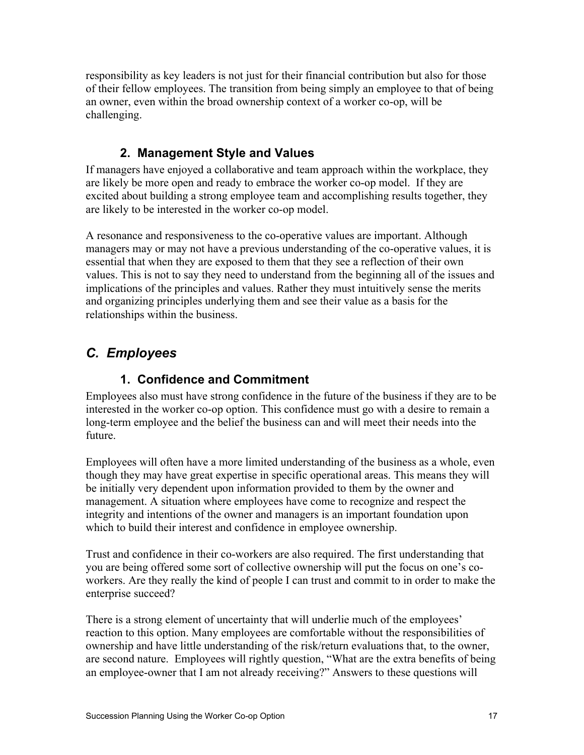responsibility as key leaders is not just for their financial contribution but also for those of their fellow employees. The transition from being simply an employee to that of being an owner, even within the broad ownership context of a worker co-op, will be challenging.

### 2. Management Style and Values

If managers have enjoyed a collaborative and team approach within the workplace, they are likely be more open and ready to embrace the worker co-op model. If they are excited about building a strong employee team and accomplishing results together, they are likely to be interested in the worker co-op model.

A resonance and responsiveness to the co-operative values are important. Although managers may or may not have a previous understanding of the co-operative values, it is essential that when they are exposed to them that they see a reflection of their own values. This is not to say they need to understand from the beginning all of the issues and implications of the principles and values. Rather they must intuitively sense the merits and organizing principles underlying them and see their value as a basis for the relationships within the business.

## *C. Employees*

### 1. Confidence and Commitment

Employees also must have strong confidence in the future of the business if they are to be interested in the worker co-op option. This confidence must go with a desire to remain a long-term employee and the belief the business can and will meet their needs into the future.

Employees will often have a more limited understanding of the business as a whole, even though they may have great expertise in specific operational areas. This means they will be initially very dependent upon information provided to them by the owner and management. A situation where employees have come to recognize and respect the integrity and intentions of the owner and managers is an important foundation upon which to build their interest and confidence in employee ownership.

Trust and confidence in their co-workers are also required. The first understanding that you are being offered some sort of collective ownership will put the focus on one's co-workers. Are they really the kind of people I can trust and commit to in order to make the enterprise succeed?

There is a strong element of uncertainty that will underlie much of the employees' reaction to this option. Many employees are comfortable without the responsibilities of ownership and have little understanding of the risk/return evaluations that, to the owner, are second nature. Employees will rightly question, "What are the extra benefits of being an employee-owner that I am not already receiving?" Answers to these questions will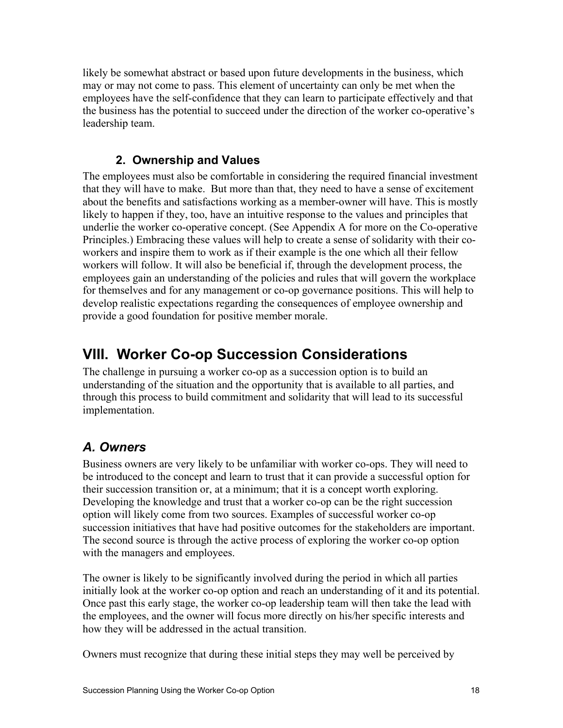likely be somewhat abstract or based upon future developments in the business, which may or may not come to pass. This element of uncertainty can only be met when the employees have the self-confidence that they can learn to participate effectively and that the business has the potential to succeed under the direction of the worker co-operative's leadership team.

### 2. Ownership and Values

The employees must also be comfortable in considering the required financial investment that they will have to make. But more than that, they need to have a sense of excitement about the benefits and satisfactions working as a member-owner will have. This is mostly likely to happen if they, too, have an intuitive response to the values and principles that underlie the worker co-operative concept. (See Appendix A for more on the Co-operative Principles.) Embracing these values will help to create a sense of solidarity with their co-workers and inspire them to work as if their example is the one which all their fellow workers will follow. It will also be beneficial if, through the development process, the employees gain an understanding of the policies and rules that will govern the workplace for themselves and for any management or co-op governance positions. This will help to develop realistic expectations regarding the consequences of employee ownership and provide a good foundation for positive member morale.

# VIII. Worker Co-op Succession Considerations

The challenge in pursuing a worker co-op as a succession option is to build an understanding of the situation and the opportunity that is available to all parties, and through this process to build commitment and solidarity that will lead to its successful implementation.

## *A. Owners*

Business owners are very likely to be unfamiliar with worker co-ops. They will need to be introduced to the concept and learn to trust that it can provide a successful option for their succession transition or, at a minimum; that it is a concept worth exploring. Developing the knowledge and trust that a worker co-op can be the right succession option will likely come from two sources. Examples of successful worker co-op succession initiatives that have had positive outcomes for the stakeholders are important. The second source is through the active process of exploring the worker co-op option with the managers and employees.

The owner is likely to be significantly involved during the period in which all parties initially look at the worker co-op option and reach an understanding of it and its potential. Once past this early stage, the worker co-op leadership team will then take the lead with the employees, and the owner will focus more directly on his/her specific interests and how they will be addressed in the actual transition.

Owners must recognize that during these initial steps they may well be perceived by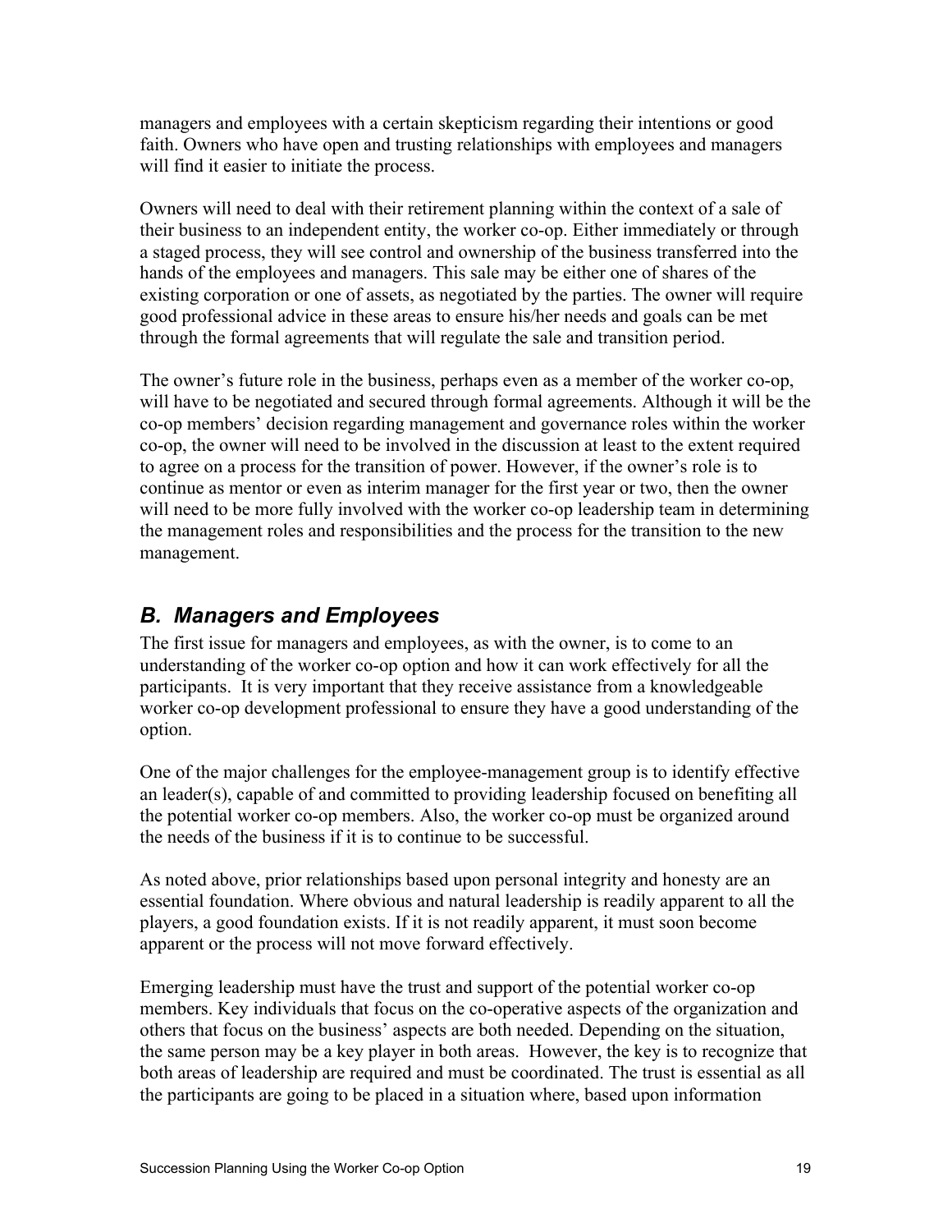managers and employees with a certain skepticism regarding their intentions or good faith. Owners who have open and trusting relationships with employees and managers will find it easier to initiate the process.

Owners will need to deal with their retirement planning within the context of a sale of their business to an independent entity, the worker co-op. Either immediately or through a staged process, they will see control and ownership of the business transferred into the hands of the employees and managers. This sale may be either one of shares of the existing corporation or one of assets, as negotiated by the parties. The owner will require good professional advice in these areas to ensure his/her needs and goals can be met through the formal agreements that will regulate the sale and transition period.

The owner's future role in the business, perhaps even as a member of the worker co-op, will have to be negotiated and secured through formal agreements. Although it will be the co-op members' decision regarding management and governance roles within the worker co-op, the owner will need to be involved in the discussion at least to the extent required to agree on a process for the transition of power. However, if the owner's role is to continue as mentor or even as interim manager for the first year or two, then the owner will need to be more fully involved with the worker co-op leadership team in determining the management roles and responsibilities and the process for the transition to the new management.

## *B. Managers and Employees*

The first issue for managers and employees, as with the owner, is to come to an understanding of the worker co-op option and how it can work effectively for all the participants. It is very important that they receive assistance from a knowledgeable worker co-op development professional to ensure they have a good understanding of the option.

One of the major challenges for the employee-management group is to identify effective an leader(s), capable of and committed to providing leadership focused on benefiting all the potential worker co-op members. Also, the worker co-op must be organized around the needs of the business if it is to continue to be successful.

As noted above, prior relationships based upon personal integrity and honesty are an essential foundation. Where obvious and natural leadership is readily apparent to all the players, a good foundation exists. If it is not readily apparent, it must soon become apparent or the process will not move forward effectively.

Emerging leadership must have the trust and support of the potential worker co-op members. Key individuals that focus on the co-operative aspects of the organization and others that focus on the business' aspects are both needed. Depending on the situation, the same person may be a key player in both areas. However, the key is to recognize that both areas of leadership are required and must be coordinated. The trust is essential as all the participants are going to be placed in a situation where, based upon information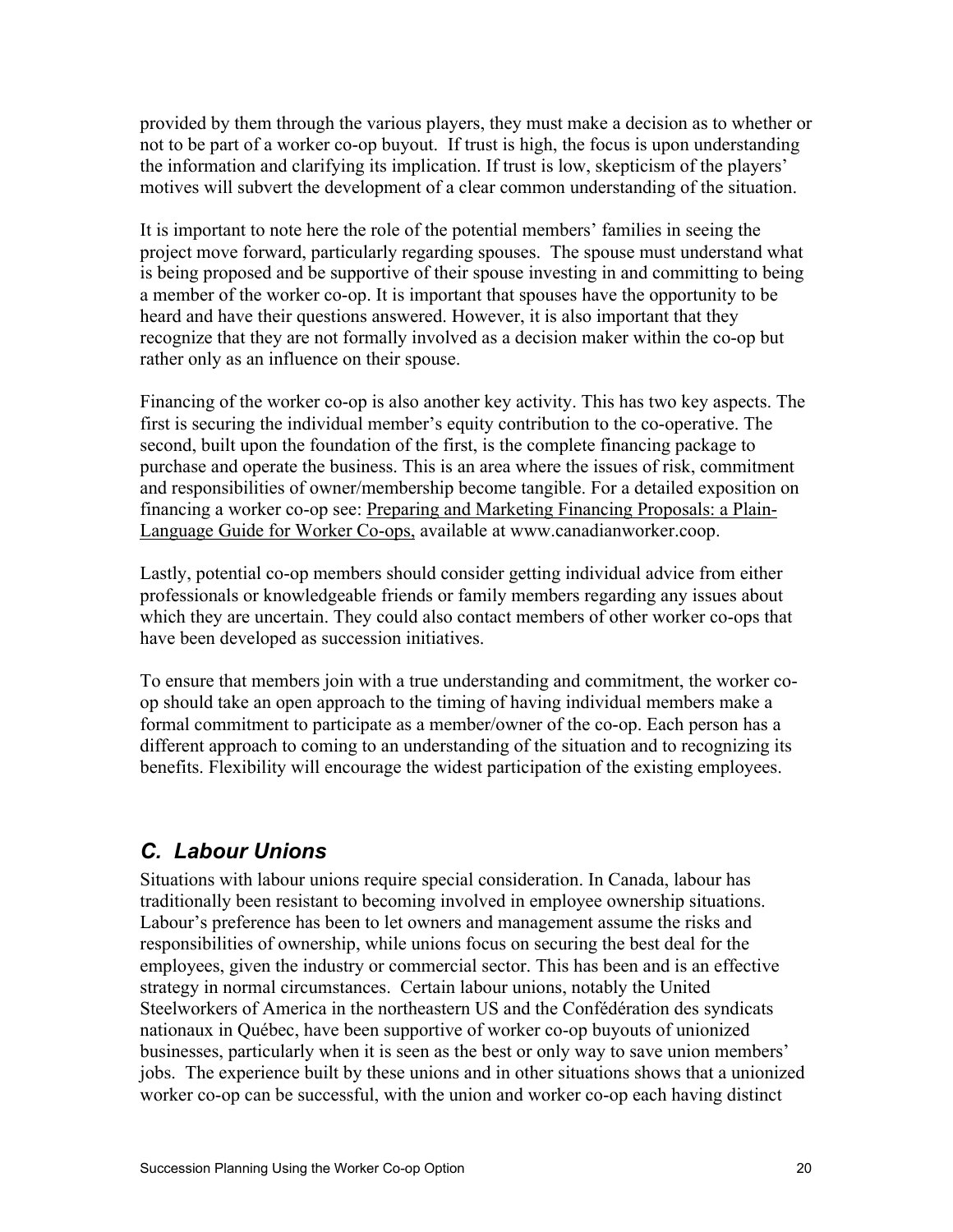provided by them through the various players, they must make a decision as to whether or not to be part of a worker co-op buyout. If trust is high, the focus is upon understanding the information and clarifying its implication. If trust is low, skepticism of the players' motives will subvert the development of a clear common understanding of the situation.

It is important to note here the role of the potential members' families in seeing the project move forward, particularly regarding spouses. The spouse must understand what is being proposed and be supportive of their spouse investing in and committing to being a member of the worker co-op. It is important that spouses have the opportunity to be heard and have their questions answered. However, it is also important that they recognize that they are not formally involved as a decision maker within the co-op but rather only as an influence on their spouse.

Financing of the worker co-op is also another key activity. This has two key aspects. The first is securing the individual member's equity contribution to the co-operative. The second, built upon the foundation of the first, is the complete financing package to purchase and operate the business. This is an area where the issues of risk, commitment and responsibilities of owner/membership become tangible. For a detailed exposition on financing a worker co-op see: Preparing and Marketing Financing Proposals: a Plain-Language Guide for Worker Co-ops, available at www.canadianworker.coop.

Lastly, potential co-op members should consider getting individual advice from either professionals or knowledgeable friends or family members regarding any issues about which they are uncertain. They could also contact members of other worker co-ops that have been developed as succession initiatives.

To ensure that members join with a true understanding and commitment, the worker co-op should take an open approach to the timing of having individual members make a formal commitment to participate as a member/owner of the co-op. Each person has a different approach to coming to an understanding of the situation and to recognizing its benefits. Flexibility will encourage the widest participation of the existing employees.

## *C. Labour Unions*

Situations with labour unions require special consideration. In Canada, labour has traditionally been resistant to becoming involved in employee ownership situations. Labour's preference has been to let owners and management assume the risks and responsibilities of ownership, while unions focus on securing the best deal for the employees, given the industry or commercial sector. This has been and is an effective strategy in normal circumstances. Certain labour unions, notably the United Steelworkers of America in the northeastern US and the Confédération des syndicats nationaux in Québec, have been supportive of worker co-op buyouts of unionized businesses, particularly when it is seen as the best or only way to save union members' jobs. The experience built by these unions and in other situations shows that a unionized worker co-op can be successful, with the union and worker co-op each having distinct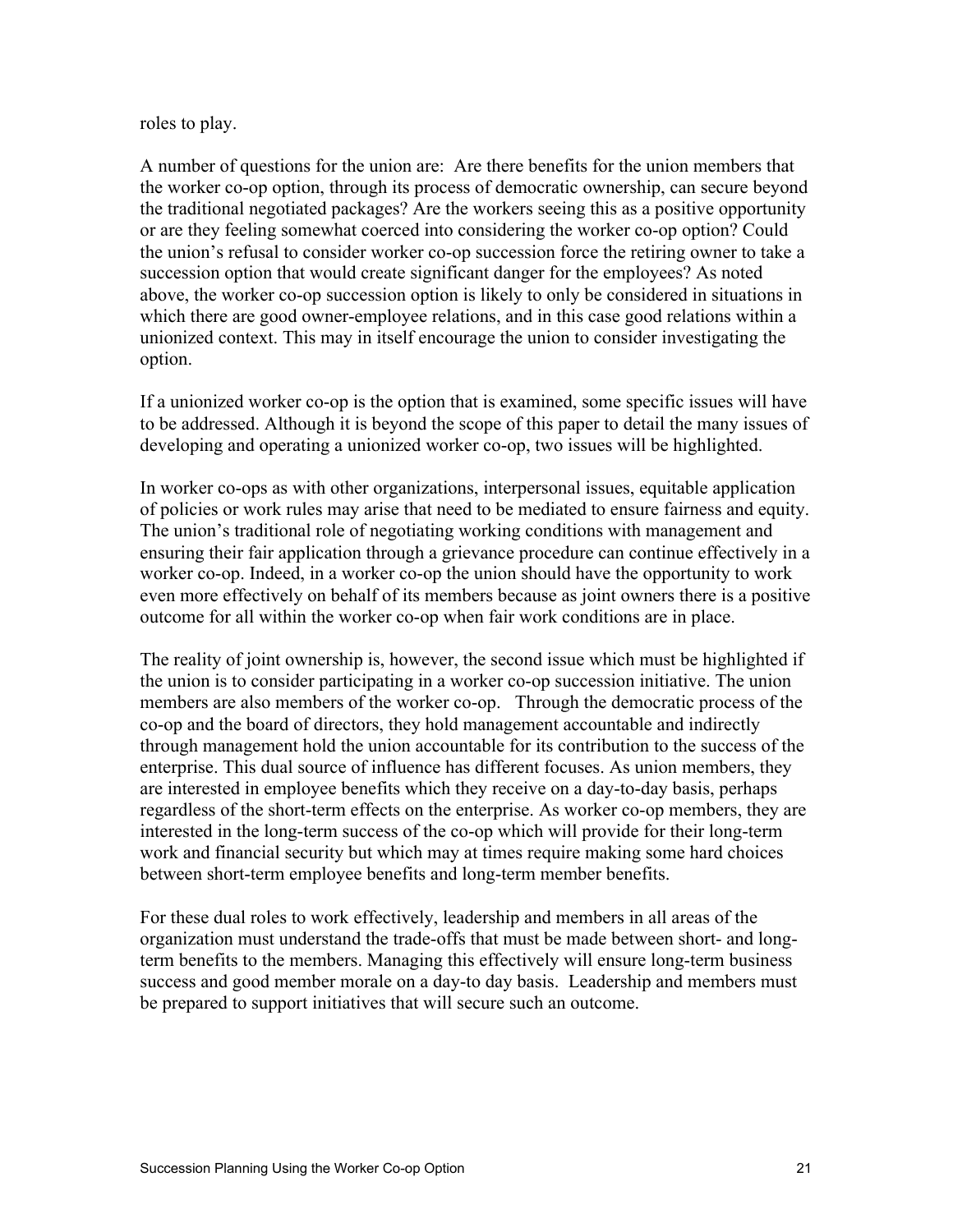roles to play.

A number of questions for the union are: Are there benefits for the union members that the worker co-op option, through its process of democratic ownership, can secure beyond the traditional negotiated packages? Are the workers seeing this as a positive opportunity or are they feeling somewhat coerced into considering the worker co-op option? Could the union's refusal to consider worker co-op succession force the retiring owner to take a succession option that would create significant danger for the employees? As noted above, the worker co-op succession option is likely to only be considered in situations in which there are good owner-employee relations, and in this case good relations within a unionized context. This may in itself encourage the union to consider investigating the option.

If a unionized worker co-op is the option that is examined, some specific issues will have to be addressed. Although it is beyond the scope of this paper to detail the many issues of developing and operating a unionized worker co-op, two issues will be highlighted.

In worker co-ops as with other organizations, interpersonal issues, equitable application of policies or work rules may arise that need to be mediated to ensure fairness and equity. The union's traditional role of negotiating working conditions with management and ensuring their fair application through a grievance procedure can continue effectively in a worker co-op. Indeed, in a worker co-op the union should have the opportunity to work even more effectively on behalf of its members because as joint owners there is a positive outcome for all within the worker co-op when fair work conditions are in place.

The reality of joint ownership is, however, the second issue which must be highlighted if the union is to consider participating in a worker co-op succession initiative. The union members are also members of the worker co-op. Through the democratic process of the co-op and the board of directors, they hold management accountable and indirectly through management hold the union accountable for its contribution to the success of the enterprise. This dual source of influence has different focuses. As union members, they are interested in employee benefits which they receive on a day-to-day basis, perhaps regardless of the short-term effects on the enterprise. As worker co-op members, they are interested in the long-term success of the co-op which will provide for their long-term work and financial security but which may at times require making some hard choices between short-term employee benefits and long-term member benefits.

For these dual roles to work effectively, leadership and members in all areas of the organization must understand the trade-offs that must be made between short- and long-term benefits to the members. Managing this effectively will ensure long-term business success and good member morale on a day-to day basis. Leadership and members must be prepared to support initiatives that will secure such an outcome.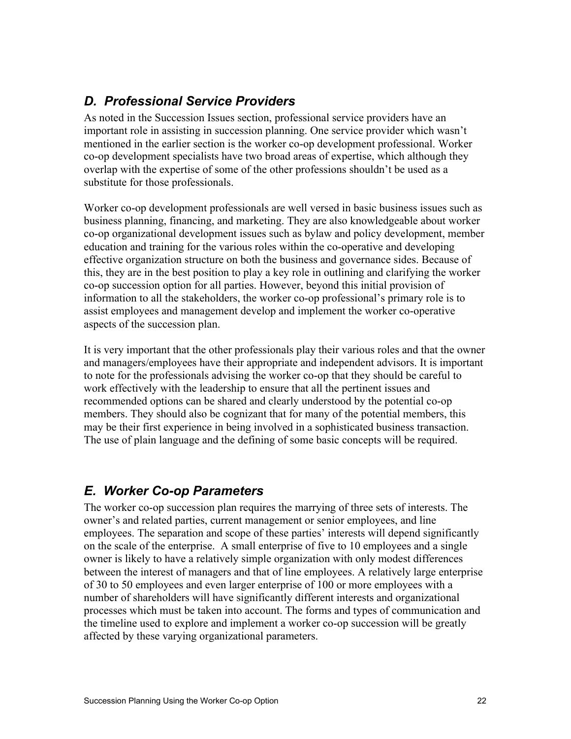## *D. Professional Service Providers*

As noted in the Succession Issues section, professional service providers have an important role in assisting in succession planning. One service provider which wasn't mentioned in the earlier section is the worker co-op development professional. Worker co-op development specialists have two broad areas of expertise, which although they overlap with the expertise of some of the other professions shouldn't be used as a substitute for those professionals.

Worker co-op development professionals are well versed in basic business issues such as business planning, financing, and marketing. They are also knowledgeable about worker co-op organizational development issues such as bylaw and policy development, member education and training for the various roles within the co-operative and developing effective organization structure on both the business and governance sides. Because of this, they are in the best position to play a key role in outlining and clarifying the worker co-op succession option for all parties. However, beyond this initial provision of information to all the stakeholders, the worker co-op professional's primary role is to assist employees and management develop and implement the worker co-operative aspects of the succession plan.

It is very important that the other professionals play their various roles and that the owner and managers/employees have their appropriate and independent advisors. It is important to note for the professionals advising the worker co-op that they should be careful to work effectively with the leadership to ensure that all the pertinent issues and recommended options can be shared and clearly understood by the potential co-op members. They should also be cognizant that for many of the potential members, this may be their first experience in being involved in a sophisticated business transaction. The use of plain language and the defining of some basic concepts will be required.

## *E. Worker Co-op Parameters*

The worker co-op succession plan requires the marrying of three sets of interests. The owner's and related parties, current management or senior employees, and line employees. The separation and scope of these parties' interests will depend significantly on the scale of the enterprise. A small enterprise of five to 10 employees and a single owner is likely to have a relatively simple organization with only modest differences between the interest of managers and that of line employees. A relatively large enterprise of 30 to 50 employees and even larger enterprise of 100 or more employees with a number of shareholders will have significantly different interests and organizational processes which must be taken into account. The forms and types of communication and the timeline used to explore and implement a worker co-op succession will be greatly affected by these varying organizational parameters.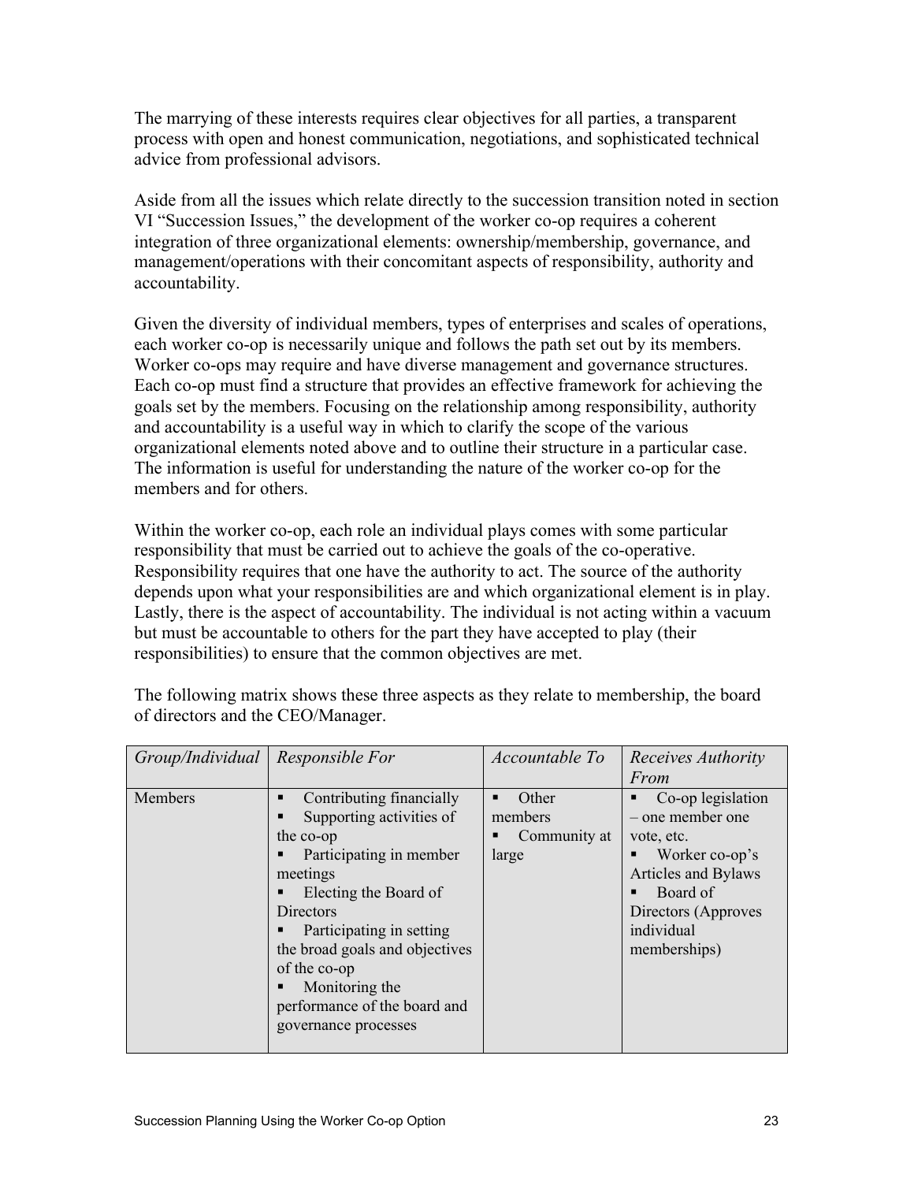The marrying of these interests requires clear objectives for all parties, a transparent process with open and honest communication, negotiations, and sophisticated technical advice from professional advisors.

Aside from all the issues which relate directly to the succession transition noted in section VI "Succession Issues," the development of the worker co-op requires a coherent integration of three organizational elements: ownership/membership, governance, and management/operations with their concomitant aspects of responsibility, authority and accountability.

Given the diversity of individual members, types of enterprises and scales of operations, each worker co-op is necessarily unique and follows the path set out by its members. Worker co-ops may require and have diverse management and governance structures. Each co-op must find a structure that provides an effective framework for achieving the goals set by the members. Focusing on the relationship among responsibility, authority and accountability is a useful way in which to clarify the scope of the various organizational elements noted above and to outline their structure in a particular case. The information is useful for understanding the nature of the worker co-op for the members and for others.

Within the worker co-op, each role an individual plays comes with some particular responsibility that must be carried out to achieve the goals of the co-operative. Responsibility requires that one have the authority to act. The source of the authority depends upon what your responsibilities are and which organizational element is in play. Lastly, there is the aspect of accountability. The individual is not acting within a vacuum but must be accountable to others for the part they have accepted to play (their responsibilities) to ensure that the common objectives are met.

The following matrix shows these three aspects as they relate to membership, the board of directors and the CEO/Manager.

| *Group/Individual* | *Responsible For* | *Accountable To* | *Receives Authority From* |
|---|---|---|---|
| Members | ▪ Contributing financially<br>▪ Supporting activities of the co-op<br>▪ Participating in member meetings<br>▪ Electing the Board of Directors<br>▪ Participating in setting the broad goals and objectives of the co-op<br>▪ Monitoring the performance of the board and governance processes | ▪ Other members<br>▪ Community at large | ▪ Co-op legislation – one member one vote, etc.<br>▪ Worker co-op's Articles and Bylaws<br>▪ Board of Directors (Approves individual memberships) |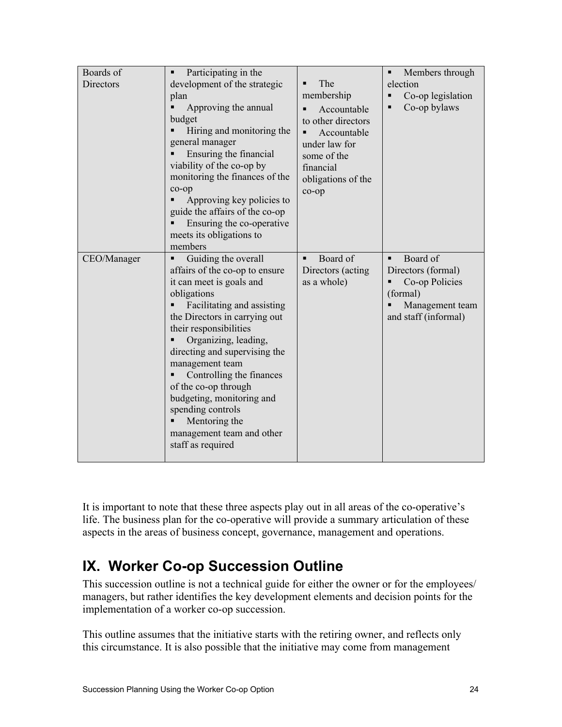| | | | |
|---|---|---|---|
| Boards of Directors | ▪ Participating in the development of the strategic plan<br>▪ Approving the annual budget<br>▪ Hiring and monitoring the general manager<br>▪ Ensuring the financial viability of the co-op by monitoring the finances of the co-op<br>▪ Approving key policies to guide the affairs of the co-op<br>▪ Ensuring the co-operative meets its obligations to members | ▪ The membership<br>▪ Accountable to other directors<br>▪ Accountable under law for some of the financial obligations of the co-op | ▪ Members through election<br>▪ Co-op legislation<br>▪ Co-op bylaws |
| CEO/Manager | ▪ Guiding the overall affairs of the co-op to ensure it can meet is goals and obligations<br>▪ Facilitating and assisting the Directors in carrying out their responsibilities<br>▪ Organizing, leading, directing and supervising the management team<br>▪ Controlling the finances of the co-op through budgeting, monitoring and spending controls<br>▪ Mentoring the management team and other staff as required | ▪ Board of Directors (acting as a whole) | ▪ Board of Directors (formal)<br>▪ Co-op Policies (formal)<br>▪ Management team and staff (informal) |

It is important to note that these three aspects play out in all areas of the co-operative's life. The business plan for the co-operative will provide a summary articulation of these aspects in the areas of business concept, governance, management and operations.

## IX. Worker Co-op Succession Outline

This succession outline is not a technical guide for either the owner or for the employees/ managers, but rather identifies the key development elements and decision points for the implementation of a worker co-op succession.

This outline assumes that the initiative starts with the retiring owner, and reflects only this circumstance. It is also possible that the initiative may come from management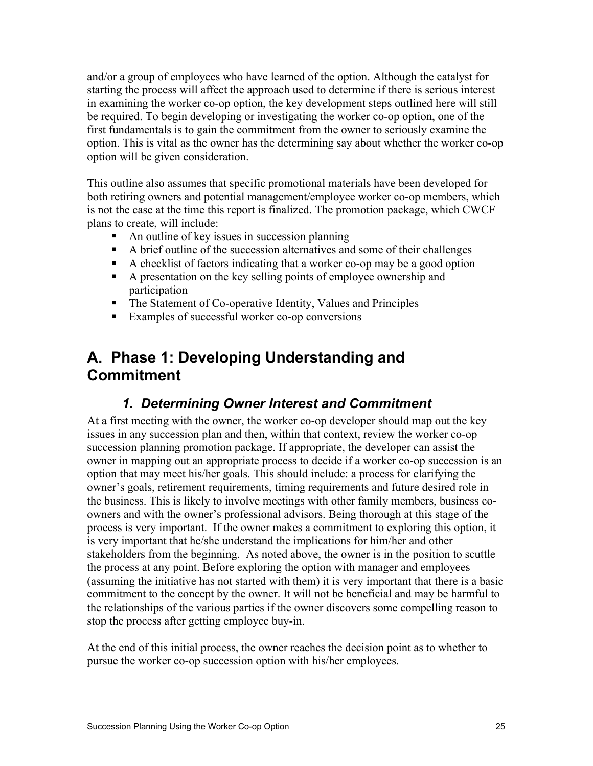and/or a group of employees who have learned of the option. Although the catalyst for starting the process will affect the approach used to determine if there is serious interest in examining the worker co-op option, the key development steps outlined here will still be required. To begin developing or investigating the worker co-op option, one of the first fundamentals is to gain the commitment from the owner to seriously examine the option. This is vital as the owner has the determining say about whether the worker co-op option will be given consideration.

This outline also assumes that specific promotional materials have been developed for both retiring owners and potential management/employee worker co-op members, which is not the case at the time this report is finalized. The promotion package, which CWCF plans to create, will include:

- An outline of key issues in succession planning
- A brief outline of the succession alternatives and some of their challenges
- A checklist of factors indicating that a worker co-op may be a good option
- A presentation on the key selling points of employee ownership and participation
- The Statement of Co-operative Identity, Values and Principles
- Examples of successful worker co-op conversions

## A. Phase 1: Developing Understanding and Commitment

### *1. Determining Owner Interest and Commitment*

At a first meeting with the owner, the worker co-op developer should map out the key issues in any succession plan and then, within that context, review the worker co-op succession planning promotion package. If appropriate, the developer can assist the owner in mapping out an appropriate process to decide if a worker co-op succession is an option that may meet his/her goals. This should include: a process for clarifying the owner's goals, retirement requirements, timing requirements and future desired role in the business. This is likely to involve meetings with other family members, business co-owners and with the owner's professional advisors. Being thorough at this stage of the process is very important. If the owner makes a commitment to exploring this option, it is very important that he/she understand the implications for him/her and other stakeholders from the beginning. As noted above, the owner is in the position to scuttle the process at any point. Before exploring the option with manager and employees (assuming the initiative has not started with them) it is very important that there is a basic commitment to the concept by the owner. It will not be beneficial and may be harmful to the relationships of the various parties if the owner discovers some compelling reason to stop the process after getting employee buy-in.

At the end of this initial process, the owner reaches the decision point as to whether to pursue the worker co-op succession option with his/her employees.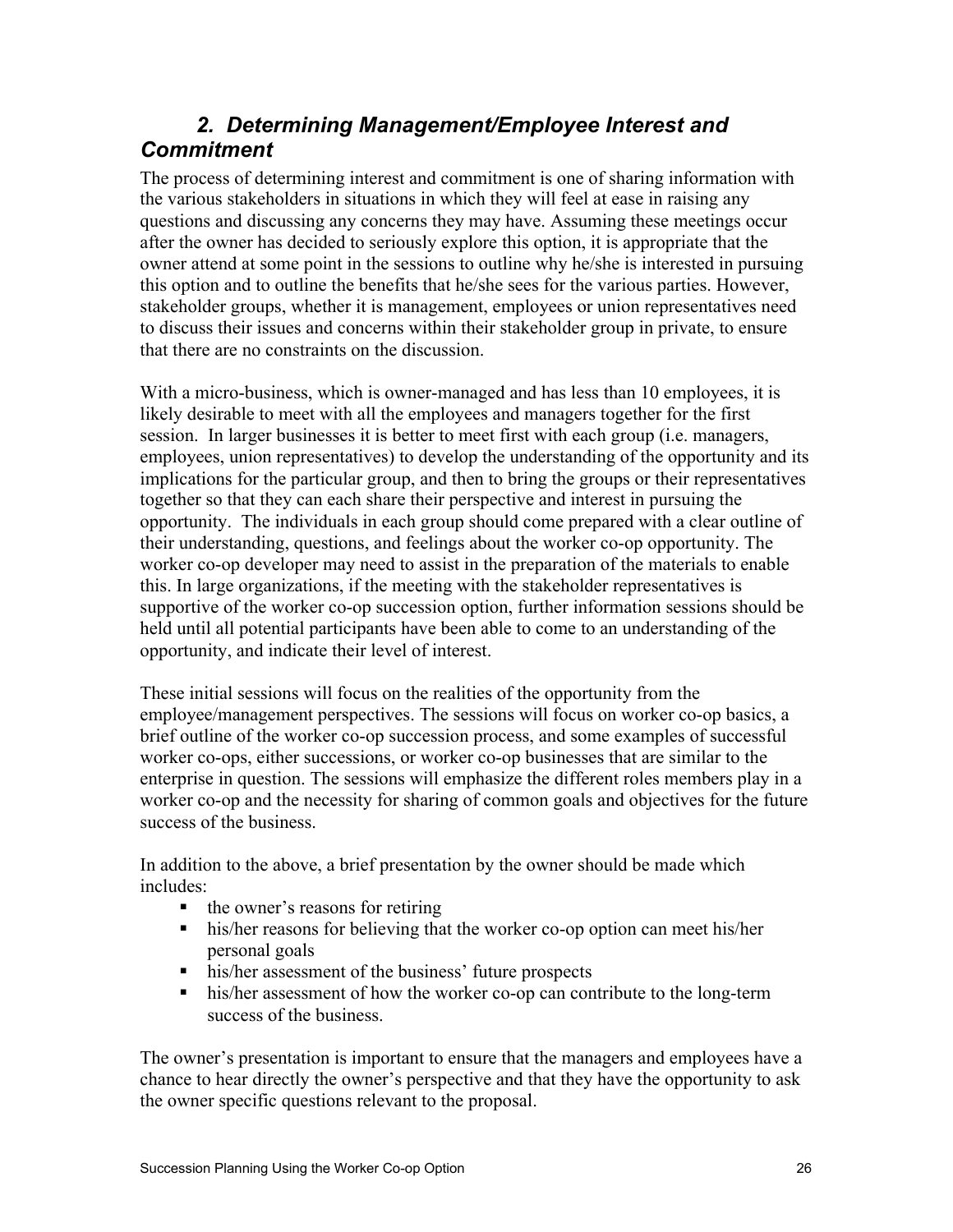## *2. Determining Management/Employee Interest and Commitment*

The process of determining interest and commitment is one of sharing information with the various stakeholders in situations in which they will feel at ease in raising any questions and discussing any concerns they may have. Assuming these meetings occur after the owner has decided to seriously explore this option, it is appropriate that the owner attend at some point in the sessions to outline why he/she is interested in pursuing this option and to outline the benefits that he/she sees for the various parties. However, stakeholder groups, whether it is management, employees or union representatives need to discuss their issues and concerns within their stakeholder group in private, to ensure that there are no constraints on the discussion.

With a micro-business, which is owner-managed and has less than 10 employees, it is likely desirable to meet with all the employees and managers together for the first session. In larger businesses it is better to meet first with each group (i.e. managers, employees, union representatives) to develop the understanding of the opportunity and its implications for the particular group, and then to bring the groups or their representatives together so that they can each share their perspective and interest in pursuing the opportunity. The individuals in each group should come prepared with a clear outline of their understanding, questions, and feelings about the worker co-op opportunity. The worker co-op developer may need to assist in the preparation of the materials to enable this. In large organizations, if the meeting with the stakeholder representatives is supportive of the worker co-op succession option, further information sessions should be held until all potential participants have been able to come to an understanding of the opportunity, and indicate their level of interest.

These initial sessions will focus on the realities of the opportunity from the employee/management perspectives. The sessions will focus on worker co-op basics, a brief outline of the worker co-op succession process, and some examples of successful worker co-ops, either successions, or worker co-op businesses that are similar to the enterprise in question. The sessions will emphasize the different roles members play in a worker co-op and the necessity for sharing of common goals and objectives for the future success of the business.

In addition to the above, a brief presentation by the owner should be made which includes:

- the owner's reasons for retiring
- his/her reasons for believing that the worker co-op option can meet his/her personal goals
- his/her assessment of the business' future prospects
- his/her assessment of how the worker co-op can contribute to the long-term success of the business.

The owner's presentation is important to ensure that the managers and employees have a chance to hear directly the owner's perspective and that they have the opportunity to ask the owner specific questions relevant to the proposal.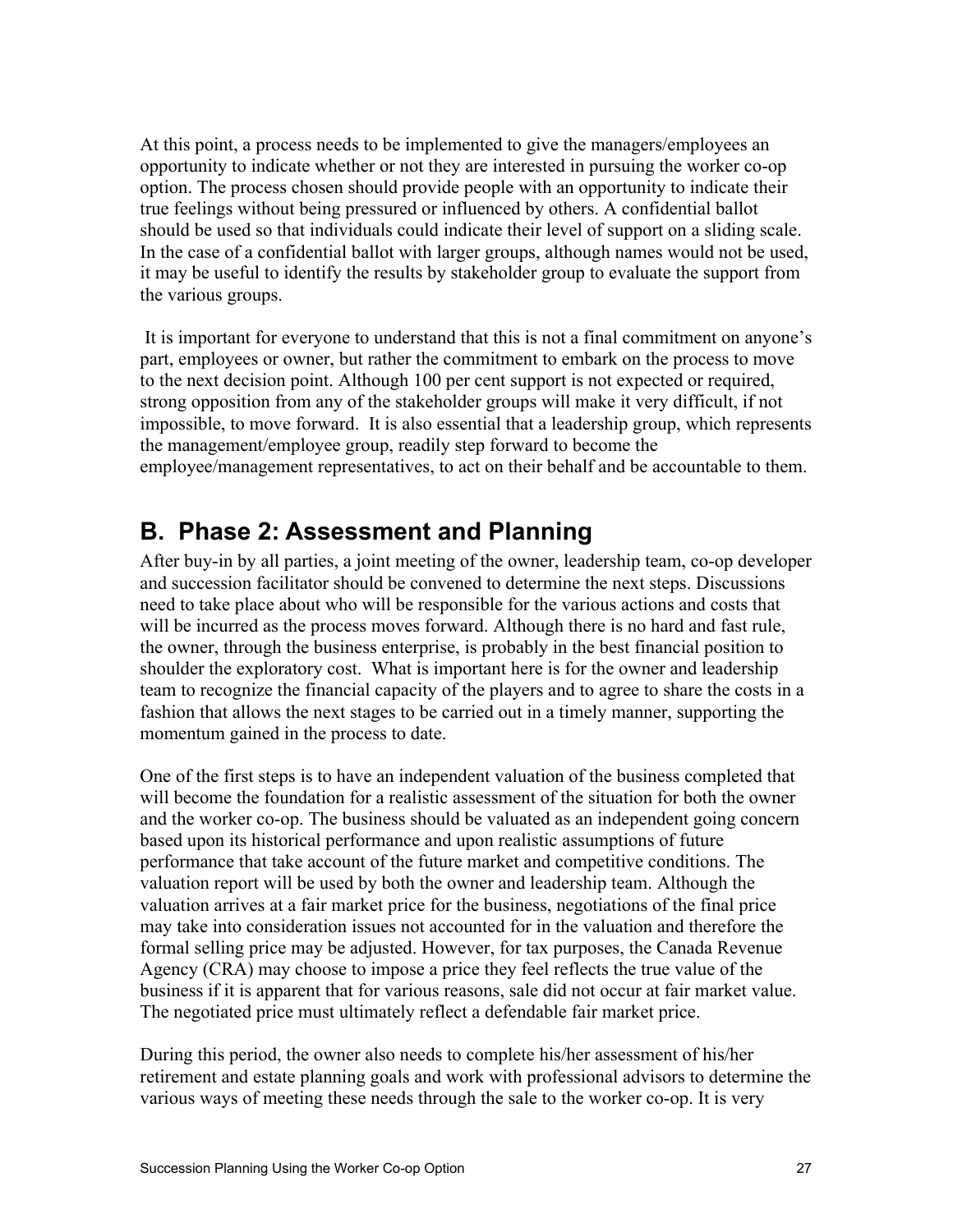At this point, a process needs to be implemented to give the managers/employees an opportunity to indicate whether or not they are interested in pursuing the worker co-op option. The process chosen should provide people with an opportunity to indicate their true feelings without being pressured or influenced by others. A confidential ballot should be used so that individuals could indicate their level of support on a sliding scale. In the case of a confidential ballot with larger groups, although names would not be used, it may be useful to identify the results by stakeholder group to evaluate the support from the various groups.

It is important for everyone to understand that this is not a final commitment on anyone's part, employees or owner, but rather the commitment to embark on the process to move to the next decision point. Although 100 per cent support is not expected or required, strong opposition from any of the stakeholder groups will make it very difficult, if not impossible, to move forward. It is also essential that a leadership group, which represents the management/employee group, readily step forward to become the employee/management representatives, to act on their behalf and be accountable to them.

## B. Phase 2: Assessment and Planning

After buy-in by all parties, a joint meeting of the owner, leadership team, co-op developer and succession facilitator should be convened to determine the next steps. Discussions need to take place about who will be responsible for the various actions and costs that will be incurred as the process moves forward. Although there is no hard and fast rule, the owner, through the business enterprise, is probably in the best financial position to shoulder the exploratory cost. What is important here is for the owner and leadership team to recognize the financial capacity of the players and to agree to share the costs in a fashion that allows the next stages to be carried out in a timely manner, supporting the momentum gained in the process to date.

One of the first steps is to have an independent valuation of the business completed that will become the foundation for a realistic assessment of the situation for both the owner and the worker co-op. The business should be valuated as an independent going concern based upon its historical performance and upon realistic assumptions of future performance that take account of the future market and competitive conditions. The valuation report will be used by both the owner and leadership team. Although the valuation arrives at a fair market price for the business, negotiations of the final price may take into consideration issues not accounted for in the valuation and therefore the formal selling price may be adjusted. However, for tax purposes, the Canada Revenue Agency (CRA) may choose to impose a price they feel reflects the true value of the business if it is apparent that for various reasons, sale did not occur at fair market value. The negotiated price must ultimately reflect a defendable fair market price.

During this period, the owner also needs to complete his/her assessment of his/her retirement and estate planning goals and work with professional advisors to determine the various ways of meeting these needs through the sale to the worker co-op. It is very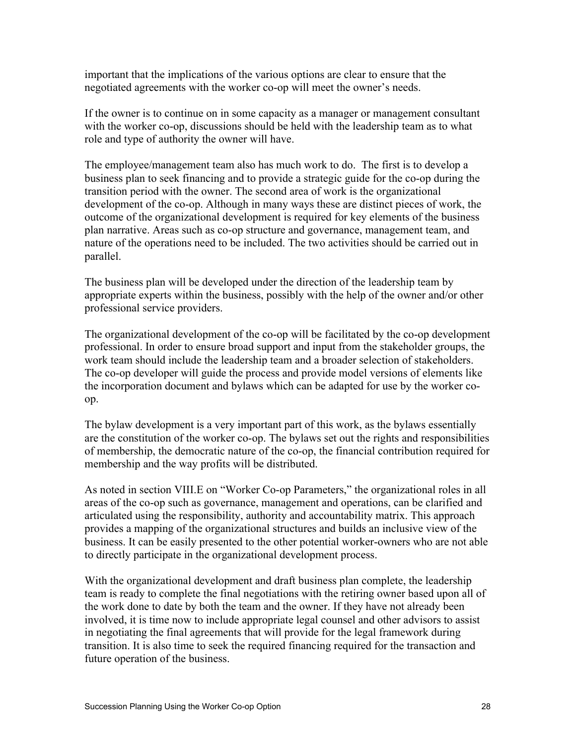important that the implications of the various options are clear to ensure that the negotiated agreements with the worker co-op will meet the owner's needs.

If the owner is to continue on in some capacity as a manager or management consultant with the worker co-op, discussions should be held with the leadership team as to what role and type of authority the owner will have.

The employee/management team also has much work to do. The first is to develop a business plan to seek financing and to provide a strategic guide for the co-op during the transition period with the owner. The second area of work is the organizational development of the co-op. Although in many ways these are distinct pieces of work, the outcome of the organizational development is required for key elements of the business plan narrative. Areas such as co-op structure and governance, management team, and nature of the operations need to be included. The two activities should be carried out in parallel.

The business plan will be developed under the direction of the leadership team by appropriate experts within the business, possibly with the help of the owner and/or other professional service providers.

The organizational development of the co-op will be facilitated by the co-op development professional. In order to ensure broad support and input from the stakeholder groups, the work team should include the leadership team and a broader selection of stakeholders. The co-op developer will guide the process and provide model versions of elements like the incorporation document and bylaws which can be adapted for use by the worker co-op.

The bylaw development is a very important part of this work, as the bylaws essentially are the constitution of the worker co-op. The bylaws set out the rights and responsibilities of membership, the democratic nature of the co-op, the financial contribution required for membership and the way profits will be distributed.

As noted in section VIII.E on "Worker Co-op Parameters," the organizational roles in all areas of the co-op such as governance, management and operations, can be clarified and articulated using the responsibility, authority and accountability matrix. This approach provides a mapping of the organizational structures and builds an inclusive view of the business. It can be easily presented to the other potential worker-owners who are not able to directly participate in the organizational development process.

With the organizational development and draft business plan complete, the leadership team is ready to complete the final negotiations with the retiring owner based upon all of the work done to date by both the team and the owner. If they have not already been involved, it is time now to include appropriate legal counsel and other advisors to assist in negotiating the final agreements that will provide for the legal framework during transition. It is also time to seek the required financing required for the transaction and future operation of the business.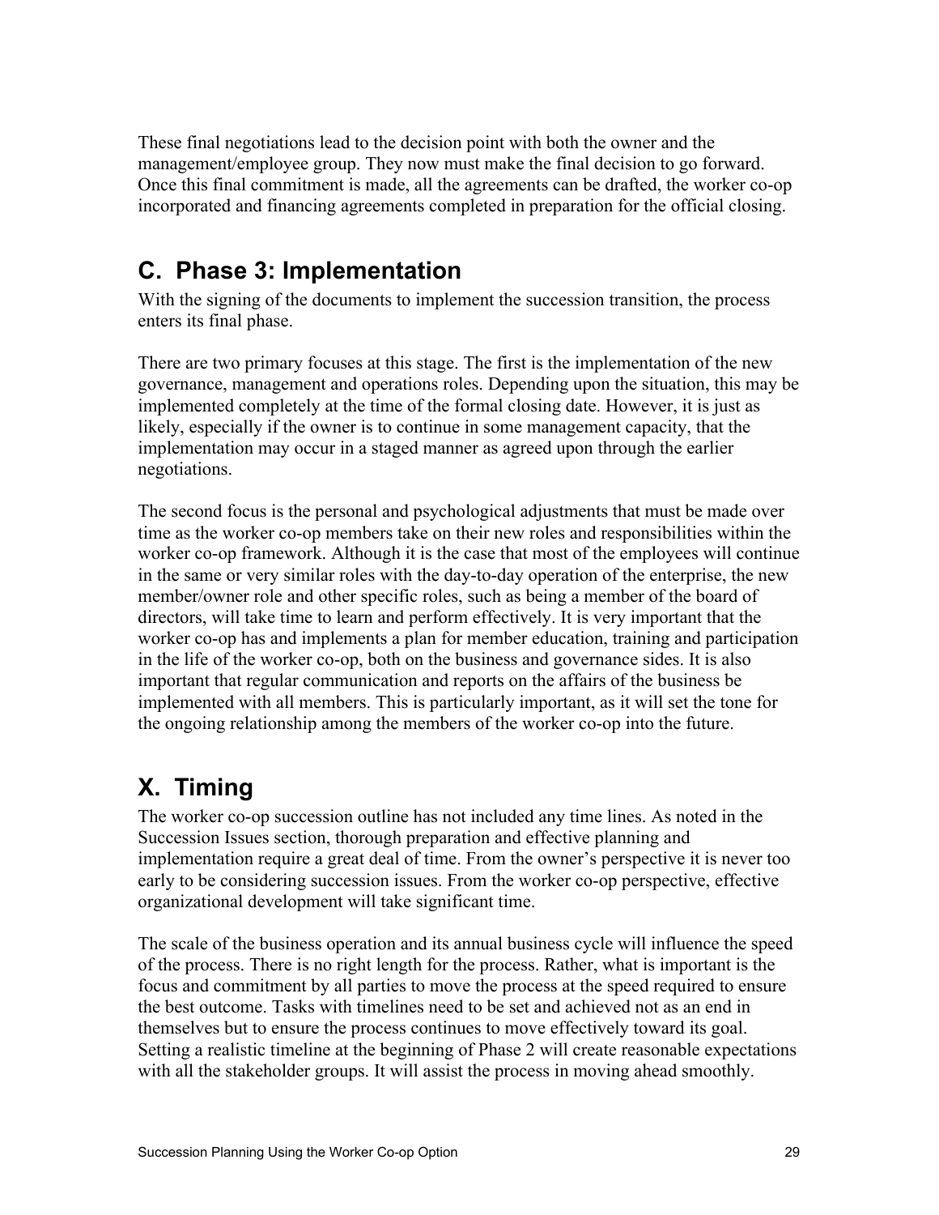These final negotiations lead to the decision point with both the owner and the management/employee group. They now must make the final decision to go forward. Once this final commitment is made, all the agreements can be drafted, the worker co-op incorporated and financing agreements completed in preparation for the official closing.

## C. Phase 3: Implementation

With the signing of the documents to implement the succession transition, the process enters its final phase.

There are two primary focuses at this stage. The first is the implementation of the new governance, management and operations roles. Depending upon the situation, this may be implemented completely at the time of the formal closing date. However, it is just as likely, especially if the owner is to continue in some management capacity, that the implementation may occur in a staged manner as agreed upon through the earlier negotiations.

The second focus is the personal and psychological adjustments that must be made over time as the worker co-op members take on their new roles and responsibilities within the worker co-op framework. Although it is the case that most of the employees will continue in the same or very similar roles with the day-to-day operation of the enterprise, the new member/owner role and other specific roles, such as being a member of the board of directors, will take time to learn and perform effectively. It is very important that the worker co-op has and implements a plan for member education, training and participation in the life of the worker co-op, both on the business and governance sides. It is also important that regular communication and reports on the affairs of the business be implemented with all members. This is particularly important, as it will set the tone for the ongoing relationship among the members of the worker co-op into the future.

# X. Timing

The worker co-op succession outline has not included any time lines. As noted in the Succession Issues section, thorough preparation and effective planning and implementation require a great deal of time. From the owner's perspective it is never too early to be considering succession issues. From the worker co-op perspective, effective organizational development will take significant time.

The scale of the business operation and its annual business cycle will influence the speed of the process. There is no right length for the process. Rather, what is important is the focus and commitment by all parties to move the process at the speed required to ensure the best outcome. Tasks with timelines need to be set and achieved not as an end in themselves but to ensure the process continues to move effectively toward its goal. Setting a realistic timeline at the beginning of Phase 2 will create reasonable expectations with all the stakeholder groups. It will assist the process in moving ahead smoothly.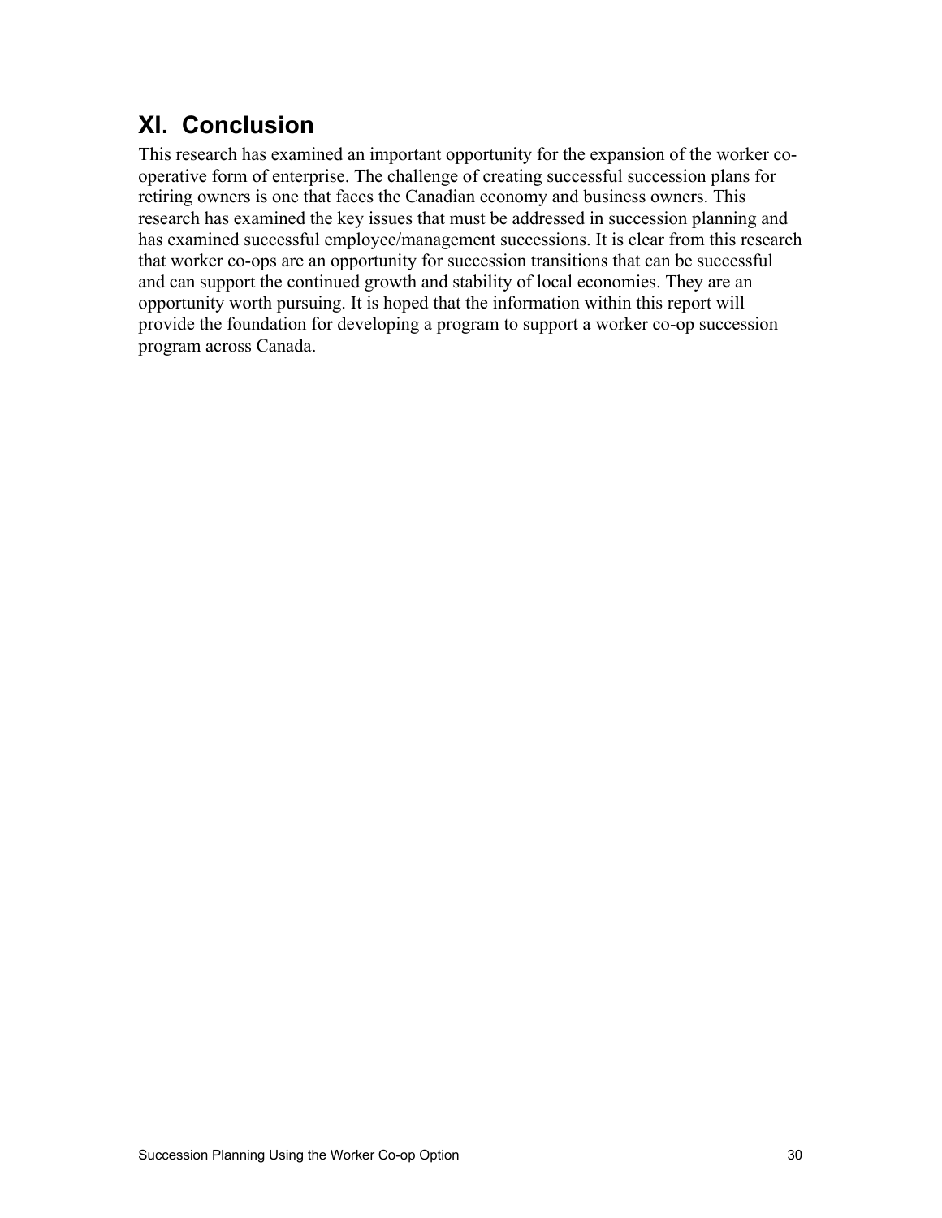## XI. Conclusion

This research has examined an important opportunity for the expansion of the worker co-operative form of enterprise. The challenge of creating successful succession plans for retiring owners is one that faces the Canadian economy and business owners. This research has examined the key issues that must be addressed in succession planning and has examined successful employee/management successions. It is clear from this research that worker co-ops are an opportunity for succession transitions that can be successful and can support the continued growth and stability of local economies. They are an opportunity worth pursuing. It is hoped that the information within this report will provide the foundation for developing a program to support a worker co-op succession program across Canada.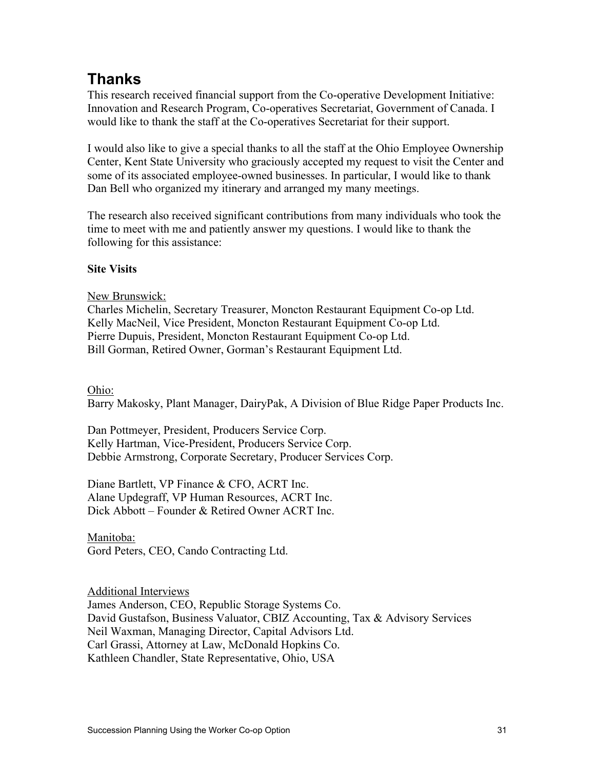## Thanks

This research received financial support from the Co-operative Development Initiative: Innovation and Research Program, Co-operatives Secretariat, Government of Canada. I would like to thank the staff at the Co-operatives Secretariat for their support.

I would also like to give a special thanks to all the staff at the Ohio Employee Ownership Center, Kent State University who graciously accepted my request to visit the Center and some of its associated employee-owned businesses. In particular, I would like to thank Dan Bell who organized my itinerary and arranged my many meetings.

The research also received significant contributions from many individuals who took the time to meet with me and patiently answer my questions. I would like to thank the following for this assistance:

**Site Visits**

New Brunswick:
Charles Michelin, Secretary Treasurer, Moncton Restaurant Equipment Co-op Ltd.
Kelly MacNeil, Vice President, Moncton Restaurant Equipment Co-op Ltd.
Pierre Dupuis, President, Moncton Restaurant Equipment Co-op Ltd.
Bill Gorman, Retired Owner, Gorman's Restaurant Equipment Ltd.

Ohio:
Barry Makosky, Plant Manager, DairyPak, A Division of Blue Ridge Paper Products Inc.

Dan Pottmeyer, President, Producers Service Corp.
Kelly Hartman, Vice-President, Producers Service Corp.
Debbie Armstrong, Corporate Secretary, Producer Services Corp.

Diane Bartlett, VP Finance & CFO, ACRT Inc.
Alane Updegraff, VP Human Resources, ACRT Inc.
Dick Abbott – Founder & Retired Owner ACRT Inc.

Manitoba:
Gord Peters, CEO, Cando Contracting Ltd.

Additional Interviews
James Anderson, CEO, Republic Storage Systems Co.
David Gustafson, Business Valuator, CBIZ Accounting, Tax & Advisory Services
Neil Waxman, Managing Director, Capital Advisors Ltd.
Carl Grassi, Attorney at Law, McDonald Hopkins Co.
Kathleen Chandler, State Representative, Ohio, USA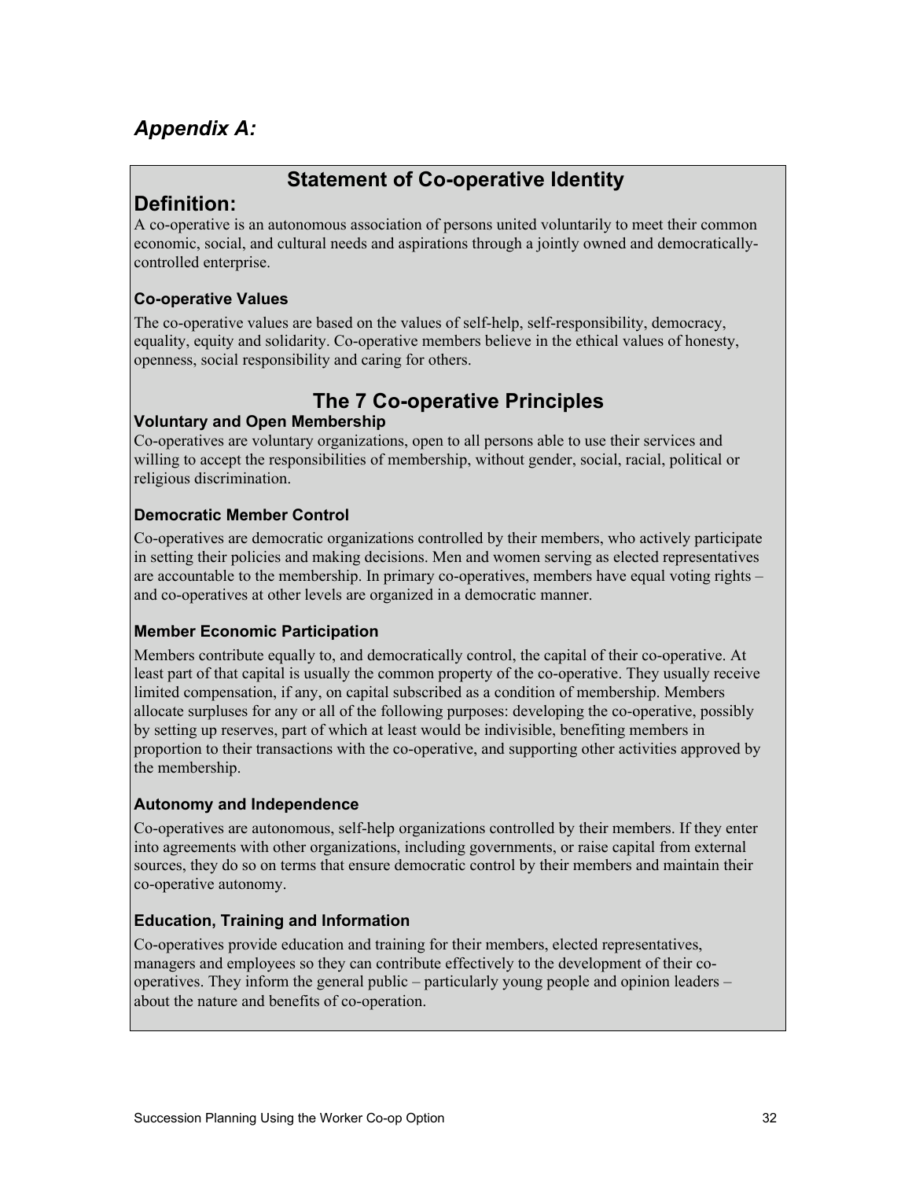# *Appendix A:*

## Statement of Co-operative Identity

### Definition:

A co-operative is an autonomous association of persons united voluntarily to meet their common economic, social, and cultural needs and aspirations through a jointly owned and democratically-controlled enterprise.

#### Co-operative Values

The co-operative values are based on the values of self-help, self-responsibility, democracy, equality, equity and solidarity. Co-operative members believe in the ethical values of honesty, openness, social responsibility and caring for others.

## The 7 Co-operative Principles

#### Voluntary and Open Membership

Co-operatives are voluntary organizations, open to all persons able to use their services and willing to accept the responsibilities of membership, without gender, social, racial, political or religious discrimination.

#### Democratic Member Control

Co-operatives are democratic organizations controlled by their members, who actively participate in setting their policies and making decisions. Men and women serving as elected representatives are accountable to the membership. In primary co-operatives, members have equal voting rights – and co-operatives at other levels are organized in a democratic manner.

#### Member Economic Participation

Members contribute equally to, and democratically control, the capital of their co-operative. At least part of that capital is usually the common property of the co-operative. They usually receive limited compensation, if any, on capital subscribed as a condition of membership. Members allocate surpluses for any or all of the following purposes: developing the co-operative, possibly by setting up reserves, part of which at least would be indivisible, benefiting members in proportion to their transactions with the co-operative, and supporting other activities approved by the membership.

#### Autonomy and Independence

Co-operatives are autonomous, self-help organizations controlled by their members. If they enter into agreements with other organizations, including governments, or raise capital from external sources, they do so on terms that ensure democratic control by their members and maintain their co-operative autonomy.

#### Education, Training and Information

Co-operatives provide education and training for their members, elected representatives, managers and employees so they can contribute effectively to the development of their co-operatives. They inform the general public – particularly young people and opinion leaders – about the nature and benefits of co-operation.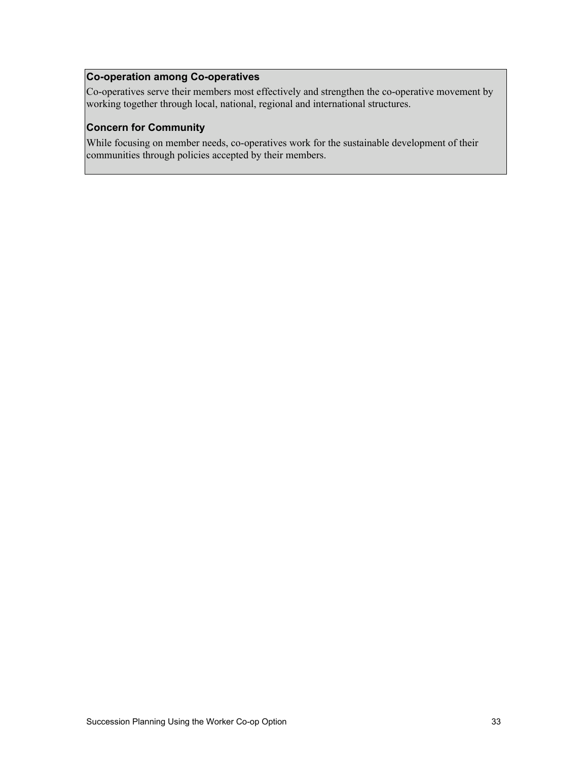**Co-operation among Co-operatives**

Co-operatives serve their members most effectively and strengthen the co-operative movement by working together through local, national, regional and international structures.

**Concern for Community**

While focusing on member needs, co-operatives work for the sustainable development of their communities through policies accepted by their members.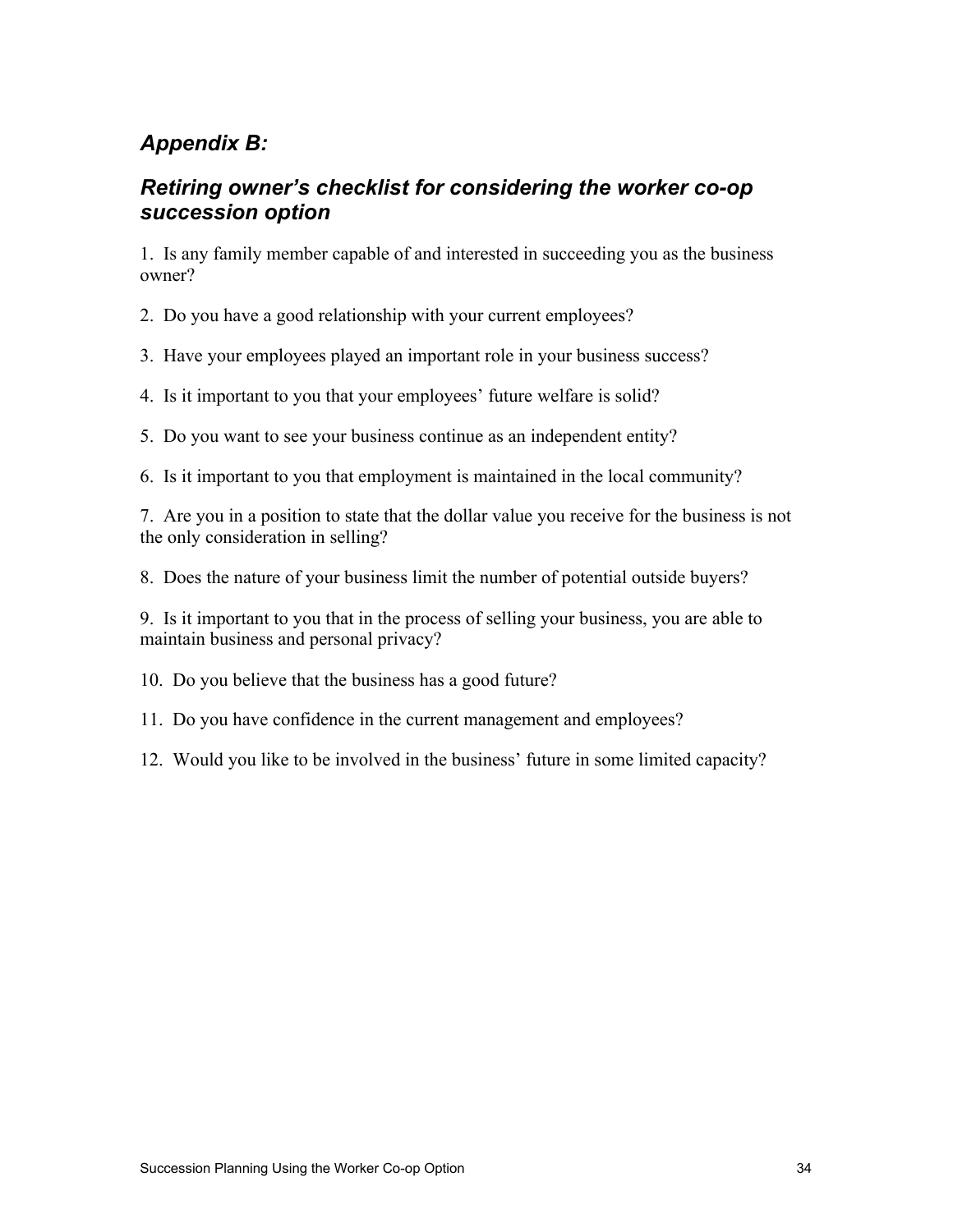## *Appendix B:*

## *Retiring owner's checklist for considering the worker co-op succession option*

1. Is any family member capable of and interested in succeeding you as the business owner?

2. Do you have a good relationship with your current employees?

3. Have your employees played an important role in your business success?

4. Is it important to you that your employees' future welfare is solid?

5. Do you want to see your business continue as an independent entity?

6. Is it important to you that employment is maintained in the local community?

7. Are you in a position to state that the dollar value you receive for the business is not the only consideration in selling?

8. Does the nature of your business limit the number of potential outside buyers?

9. Is it important to you that in the process of selling your business, you are able to maintain business and personal privacy?

10. Do you believe that the business has a good future?

11. Do you have confidence in the current management and employees?

12. Would you like to be involved in the business' future in some limited capacity?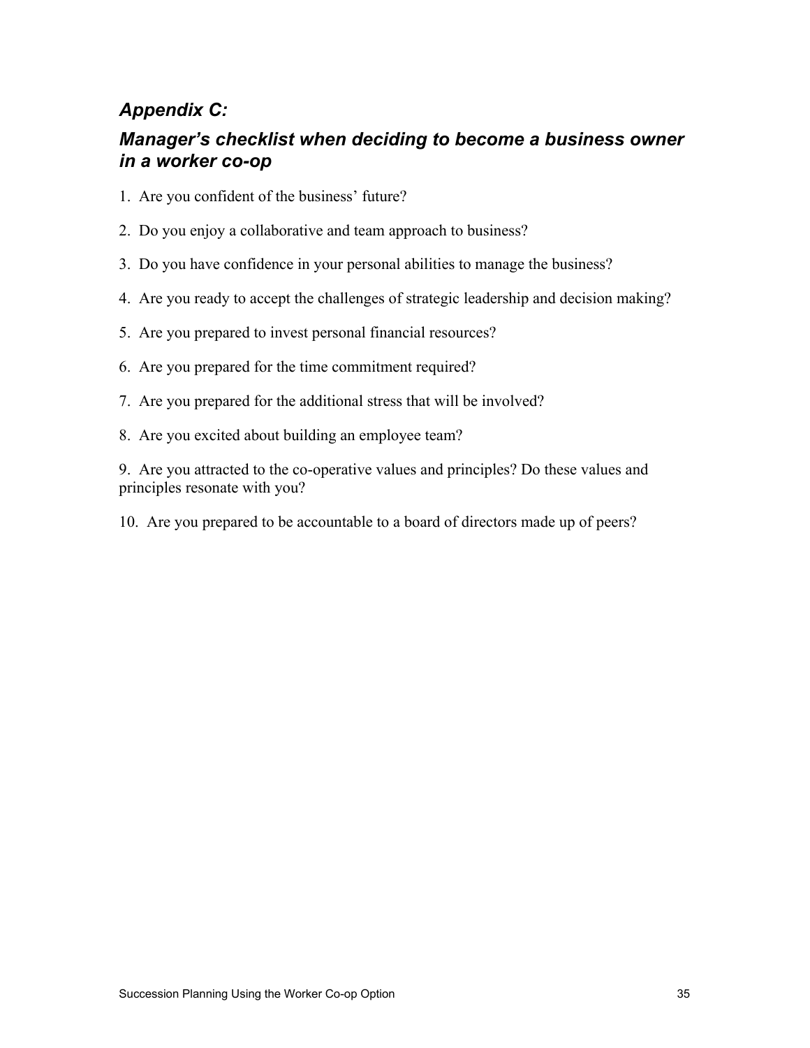## *Appendix C:*

## *Manager's checklist when deciding to become a business owner in a worker co-op*

1. Are you confident of the business' future?
2. Do you enjoy a collaborative and team approach to business?
3. Do you have confidence in your personal abilities to manage the business?
4. Are you ready to accept the challenges of strategic leadership and decision making?
5. Are you prepared to invest personal financial resources?
6. Are you prepared for the time commitment required?
7. Are you prepared for the additional stress that will be involved?
8. Are you excited about building an employee team?
9. Are you attracted to the co-operative values and principles? Do these values and principles resonate with you?
10. Are you prepared to be accountable to a board of directors made up of peers?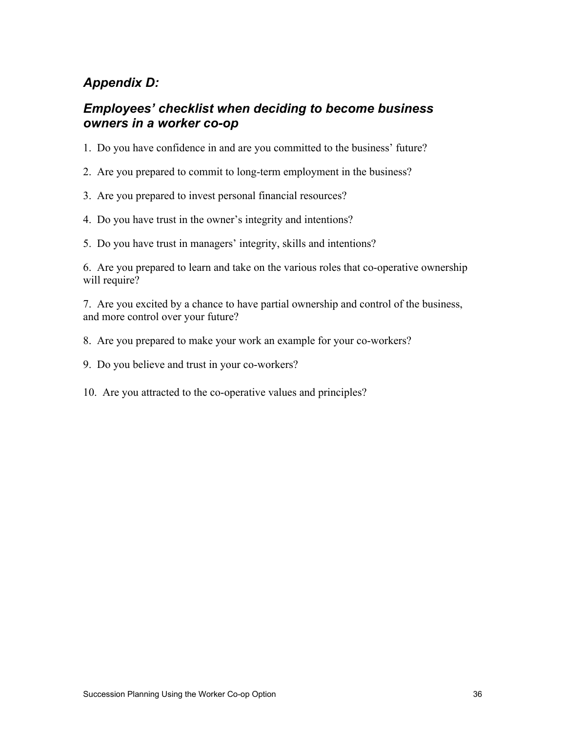## *Appendix D:*

## *Employees' checklist when deciding to become business owners in a worker co-op*

1. Do you have confidence in and are you committed to the business' future?

2. Are you prepared to commit to long-term employment in the business?

3. Are you prepared to invest personal financial resources?

4. Do you have trust in the owner's integrity and intentions?

5. Do you have trust in managers' integrity, skills and intentions?

6. Are you prepared to learn and take on the various roles that co-operative ownership will require?

7. Are you excited by a chance to have partial ownership and control of the business, and more control over your future?

8. Are you prepared to make your work an example for your co-workers?

9. Do you believe and trust in your co-workers?

10. Are you attracted to the co-operative values and principles?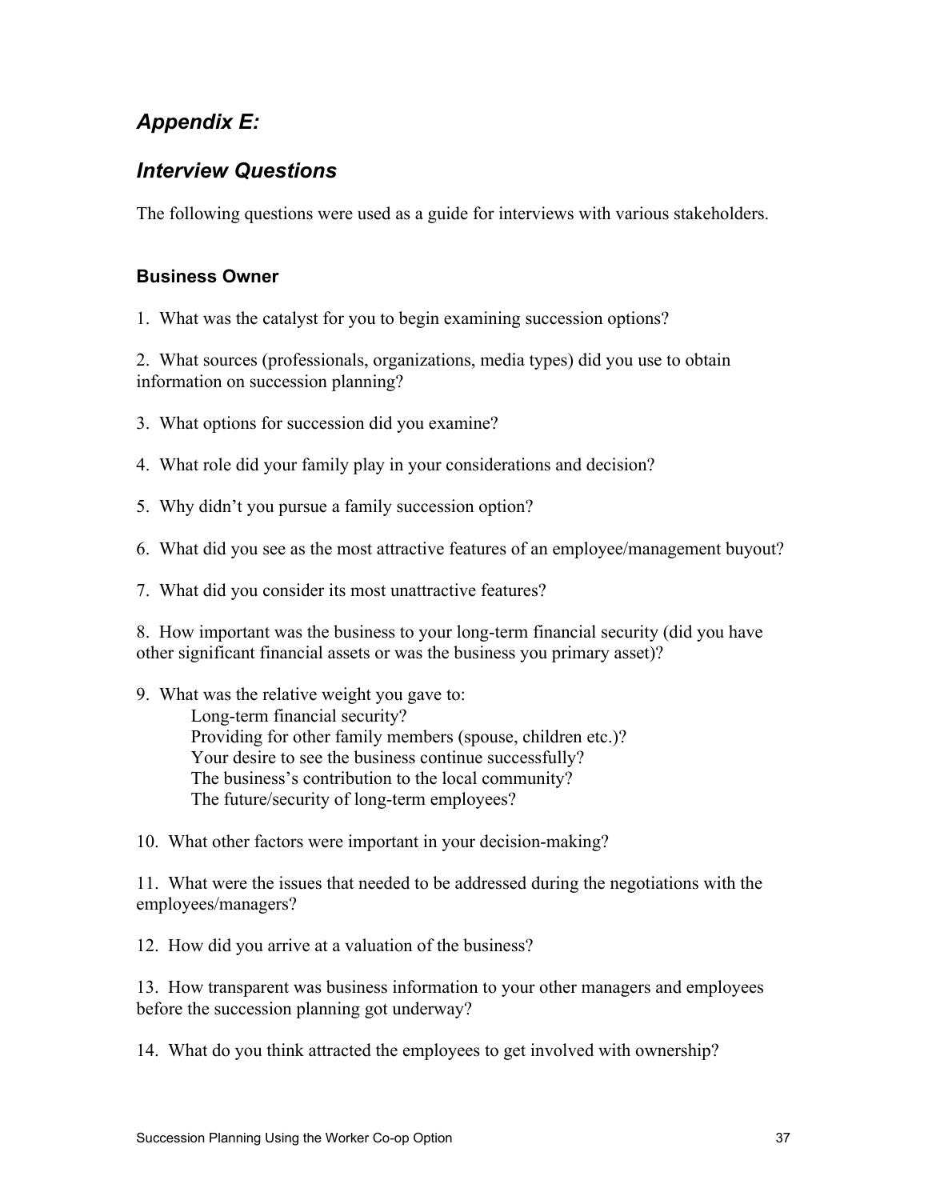## *Appendix E:*

## *Interview Questions*

The following questions were used as a guide for interviews with various stakeholders.

### Business Owner

1. What was the catalyst for you to begin examining succession options?

2. What sources (professionals, organizations, media types) did you use to obtain information on succession planning?

3. What options for succession did you examine?

4. What role did your family play in your considerations and decision?

5. Why didn't you pursue a family succession option?

6. What did you see as the most attractive features of an employee/management buyout?

7. What did you consider its most unattractive features?

8. How important was the business to your long-term financial security (did you have other significant financial assets or was the business you primary asset)?

9. What was the relative weight you gave to:
   - Long-term financial security?
   - Providing for other family members (spouse, children etc.)?
   - Your desire to see the business continue successfully?
   - The business's contribution to the local community?
   - The future/security of long-term employees?

10. What other factors were important in your decision-making?

11. What were the issues that needed to be addressed during the negotiations with the employees/managers?

12. How did you arrive at a valuation of the business?

13. How transparent was business information to your other managers and employees before the succession planning got underway?

14. What do you think attracted the employees to get involved with ownership?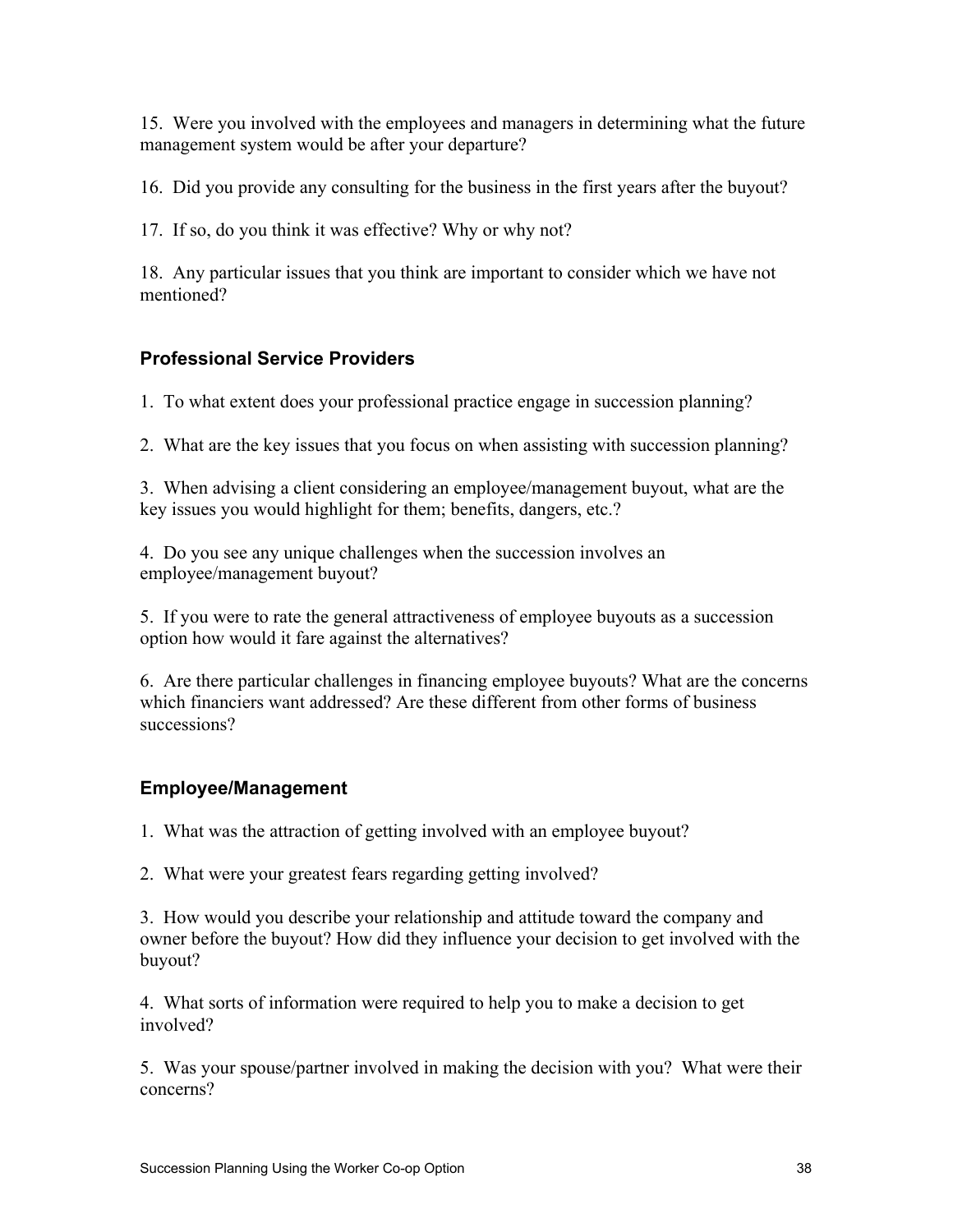15. Were you involved with the employees and managers in determining what the future management system would be after your departure?

16. Did you provide any consulting for the business in the first years after the buyout?

17. If so, do you think it was effective? Why or why not?

18. Any particular issues that you think are important to consider which we have not mentioned?

### Professional Service Providers

1. To what extent does your professional practice engage in succession planning?

2. What are the key issues that you focus on when assisting with succession planning?

3. When advising a client considering an employee/management buyout, what are the key issues you would highlight for them; benefits, dangers, etc.?

4. Do you see any unique challenges when the succession involves an employee/management buyout?

5. If you were to rate the general attractiveness of employee buyouts as a succession option how would it fare against the alternatives?

6. Are there particular challenges in financing employee buyouts? What are the concerns which financiers want addressed? Are these different from other forms of business successions?

### Employee/Management

1. What was the attraction of getting involved with an employee buyout?

2. What were your greatest fears regarding getting involved?

3. How would you describe your relationship and attitude toward the company and owner before the buyout? How did they influence your decision to get involved with the buyout?

4. What sorts of information were required to help you to make a decision to get involved?

5. Was your spouse/partner involved in making the decision with you? What were their concerns?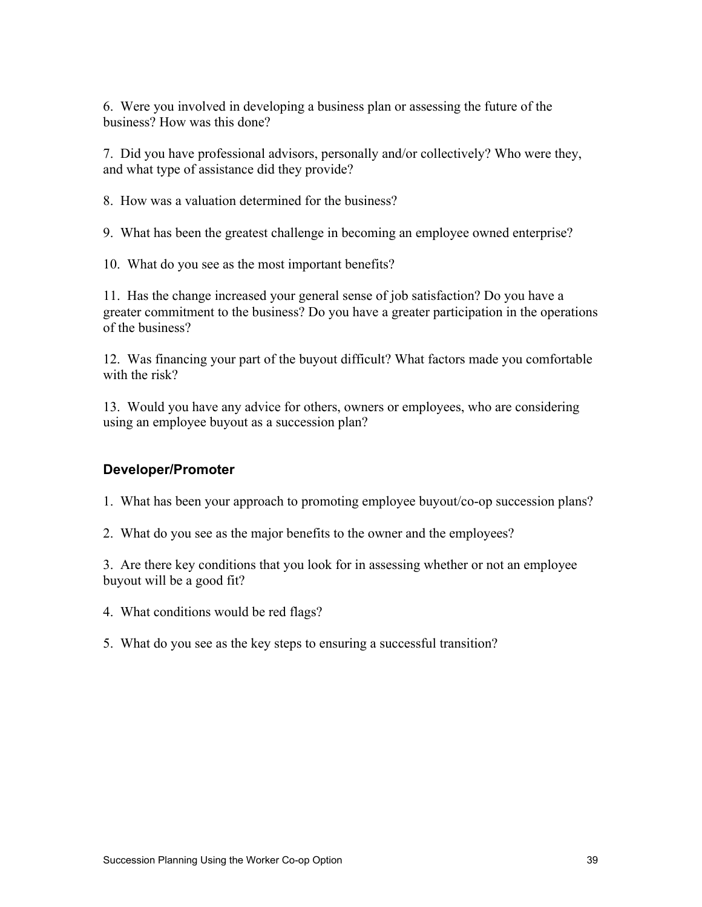6. Were you involved in developing a business plan or assessing the future of the business? How was this done?

7. Did you have professional advisors, personally and/or collectively? Who were they, and what type of assistance did they provide?

8. How was a valuation determined for the business?

9. What has been the greatest challenge in becoming an employee owned enterprise?

10. What do you see as the most important benefits?

11. Has the change increased your general sense of job satisfaction? Do you have a greater commitment to the business? Do you have a greater participation in the operations of the business?

12. Was financing your part of the buyout difficult? What factors made you comfortable with the risk?

13. Would you have any advice for others, owners or employees, who are considering using an employee buyout as a succession plan?

### Developer/Promoter

1. What has been your approach to promoting employee buyout/co-op succession plans?

2. What do you see as the major benefits to the owner and the employees?

3. Are there key conditions that you look for in assessing whether or not an employee buyout will be a good fit?

4. What conditions would be red flags?

5. What do you see as the key steps to ensuring a successful transition?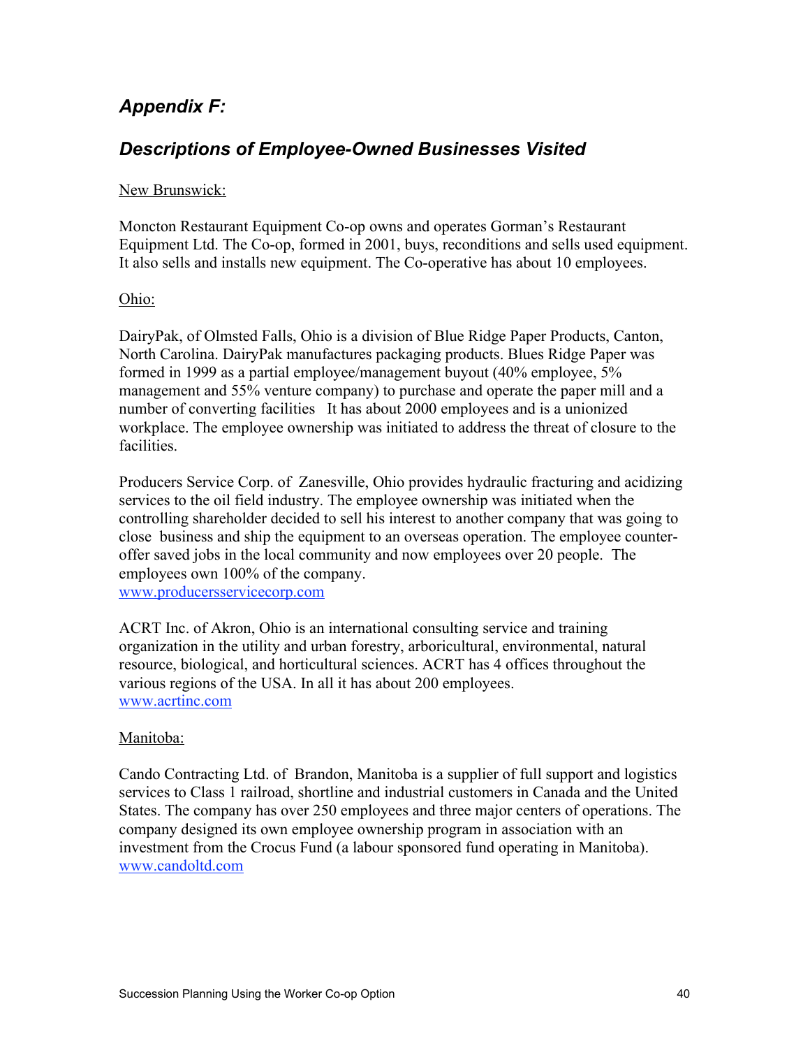## *Appendix F:*

## *Descriptions of Employee-Owned Businesses Visited*

New Brunswick:

Moncton Restaurant Equipment Co-op owns and operates Gorman's Restaurant Equipment Ltd. The Co-op, formed in 2001, buys, reconditions and sells used equipment. It also sells and installs new equipment. The Co-operative has about 10 employees.

Ohio:

DairyPak, of Olmsted Falls, Ohio is a division of Blue Ridge Paper Products, Canton, North Carolina. DairyPak manufactures packaging products. Blues Ridge Paper was formed in 1999 as a partial employee/management buyout (40% employee, 5% management and 55% venture company) to purchase and operate the paper mill and a number of converting facilities It has about 2000 employees and is a unionized workplace. The employee ownership was initiated to address the threat of closure to the facilities.

Producers Service Corp. of Zanesville, Ohio provides hydraulic fracturing and acidizing services to the oil field industry. The employee ownership was initiated when the controlling shareholder decided to sell his interest to another company that was going to close business and ship the equipment to an overseas operation. The employee counter-offer saved jobs in the local community and now employees over 20 people. The employees own 100% of the company.
www.producersservicecorp.com

ACRT Inc. of Akron, Ohio is an international consulting service and training organization in the utility and urban forestry, arboricultural, environmental, natural resource, biological, and horticultural sciences. ACRT has 4 offices throughout the various regions of the USA. In all it has about 200 employees.
www.acrtinc.com

Manitoba:

Cando Contracting Ltd. of Brandon, Manitoba is a supplier of full support and logistics services to Class 1 railroad, shortline and industrial customers in Canada and the United States. The company has over 250 employees and three major centers of operations. The company designed its own employee ownership program in association with an investment from the Crocus Fund (a labour sponsored fund operating in Manitoba).
www.candoltd.com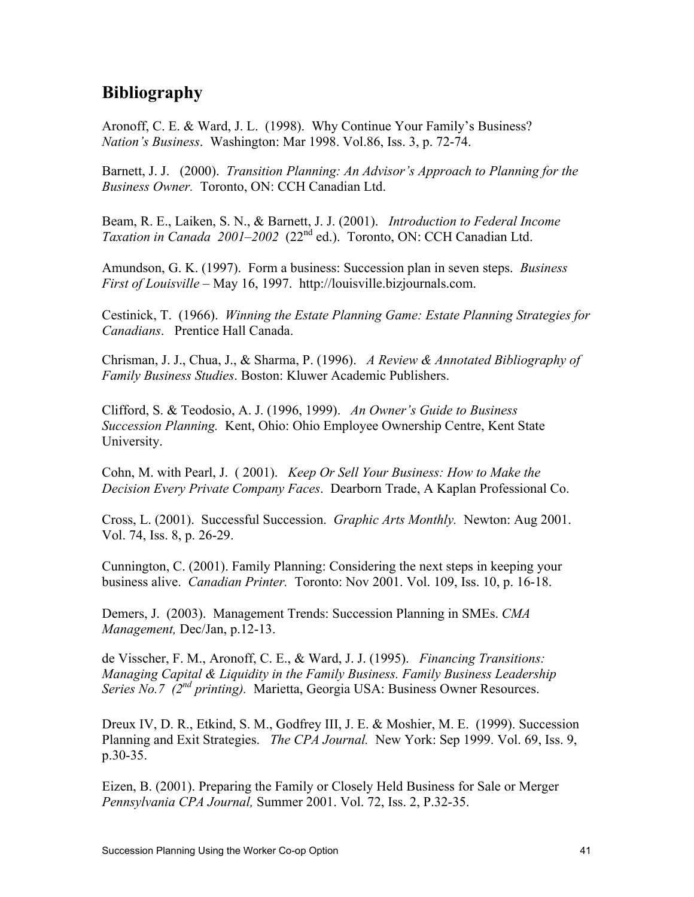## Bibliography

Aronoff, C. E. & Ward, J. L. (1998). Why Continue Your Family's Business? *Nation's Business*. Washington: Mar 1998. Vol.86, Iss. 3, p. 72-74.

Barnett, J. J. (2000). *Transition Planning: An Advisor's Approach to Planning for the Business Owner.* Toronto, ON: CCH Canadian Ltd.

Beam, R. E., Laiken, S. N., & Barnett, J. J. (2001). *Introduction to Federal Income Taxation in Canada 2001–2002* (22nd ed.). Toronto, ON: CCH Canadian Ltd.

Amundson, G. K. (1997). Form a business: Succession plan in seven steps. *Business First of Louisville* – May 16, 1997. http://louisville.bizjournals.com.

Cestinick, T. (1966). *Winning the Estate Planning Game: Estate Planning Strategies for Canadians*. Prentice Hall Canada.

Chrisman, J. J., Chua, J., & Sharma, P. (1996). *A Review & Annotated Bibliography of Family Business Studies*. Boston: Kluwer Academic Publishers.

Clifford, S. & Teodosio, A. J. (1996, 1999). *An Owner's Guide to Business Succession Planning.* Kent, Ohio: Ohio Employee Ownership Centre, Kent State University.

Cohn, M. with Pearl, J. ( 2001). *Keep Or Sell Your Business: How to Make the Decision Every Private Company Faces*. Dearborn Trade, A Kaplan Professional Co.

Cross, L. (2001). Successful Succession. *Graphic Arts Monthly.* Newton: Aug 2001. Vol. 74, Iss. 8, p. 26-29.

Cunnington, C. (2001). Family Planning: Considering the next steps in keeping your business alive. *Canadian Printer.* Toronto: Nov 2001. Vol. 109, Iss. 10, p. 16-18.

Demers, J. (2003). Management Trends: Succession Planning in SMEs. *CMA Management,* Dec/Jan, p.12-13.

de Visscher, F. M., Aronoff, C. E., & Ward, J. J. (1995). *Financing Transitions: Managing Capital & Liquidity in the Family Business. Family Business Leadership Series No.7 (2nd printing).* Marietta, Georgia USA: Business Owner Resources.

Dreux IV, D. R., Etkind, S. M., Godfrey III, J. E. & Moshier, M. E. (1999). Succession Planning and Exit Strategies. *The CPA Journal.* New York: Sep 1999. Vol. 69, Iss. 9, p.30-35.

Eizen, B. (2001). Preparing the Family or Closely Held Business for Sale or Merger *Pennsylvania CPA Journal,* Summer 2001. Vol. 72, Iss. 2, P.32-35.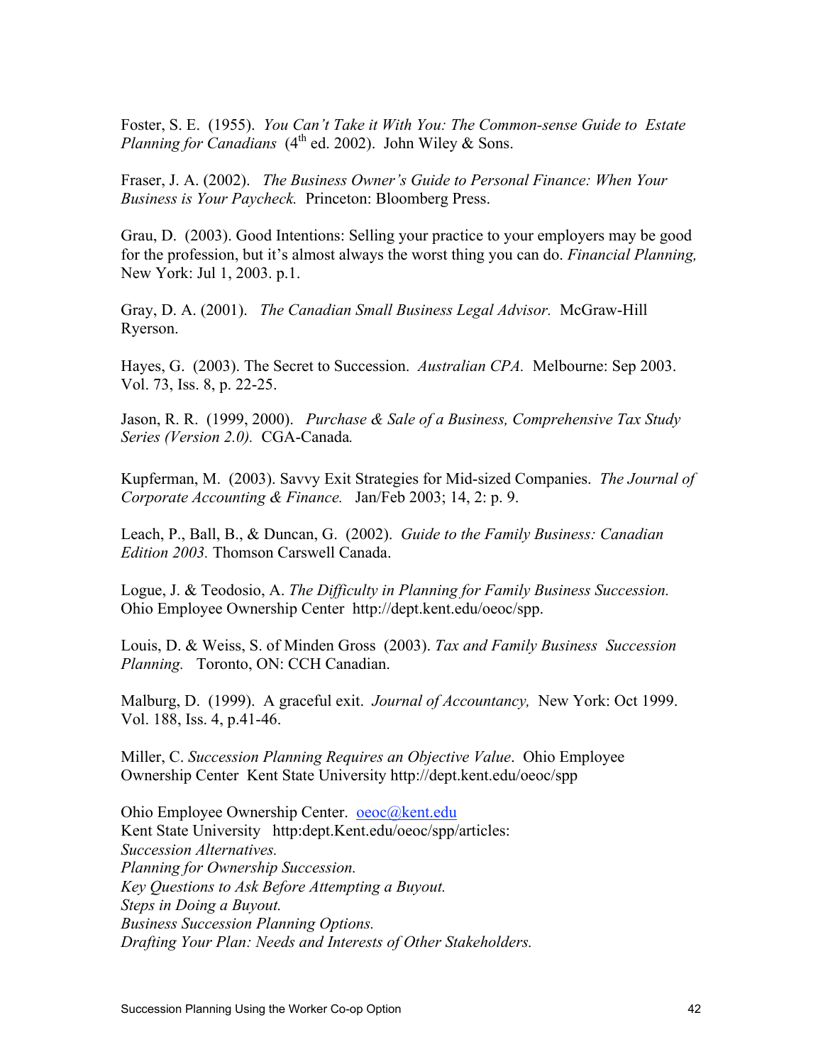Foster, S. E. (1955). *You Can't Take it With You: The Common-sense Guide to Estate Planning for Canadians* (4th ed. 2002). John Wiley & Sons.

Fraser, J. A. (2002). *The Business Owner's Guide to Personal Finance: When Your Business is Your Paycheck.* Princeton: Bloomberg Press.

Grau, D. (2003). Good Intentions: Selling your practice to your employers may be good for the profession, but it's almost always the worst thing you can do. *Financial Planning,* New York: Jul 1, 2003. p.1.

Gray, D. A. (2001). *The Canadian Small Business Legal Advisor.* McGraw-Hill Ryerson.

Hayes, G. (2003). The Secret to Succession. *Australian CPA.* Melbourne: Sep 2003. Vol. 73, Iss. 8, p. 22-25.

Jason, R. R. (1999, 2000). *Purchase & Sale of a Business, Comprehensive Tax Study Series (Version 2.0).* CGA-Canada*.*

Kupferman, M. (2003). Savvy Exit Strategies for Mid-sized Companies. *The Journal of Corporate Accounting & Finance.* Jan/Feb 2003; 14, 2: p. 9.

Leach, P., Ball, B., & Duncan, G. (2002). *Guide to the Family Business: Canadian Edition 2003.* Thomson Carswell Canada.

Logue, J. & Teodosio, A. *The Difficulty in Planning for Family Business Succession.* Ohio Employee Ownership Center http://dept.kent.edu/oeoc/spp.

Louis, D. & Weiss, S. of Minden Gross (2003). *Tax and Family Business Succession Planning.* Toronto, ON: CCH Canadian.

Malburg, D. (1999). A graceful exit. *Journal of Accountancy,* New York: Oct 1999. Vol. 188, Iss. 4, p.41-46.

Miller, C. *Succession Planning Requires an Objective Value*. Ohio Employee Ownership Center Kent State University http://dept.kent.edu/oeoc/spp

Ohio Employee Ownership Center. oeoc@kent.edu
Kent State University http:dept.Kent.edu/oeoc/spp/articles:
*Succession Alternatives.*
*Planning for Ownership Succession.*
*Key Questions to Ask Before Attempting a Buyout.*
*Steps in Doing a Buyout.*
*Business Succession Planning Options.*
*Drafting Your Plan: Needs and Interests of Other Stakeholders.*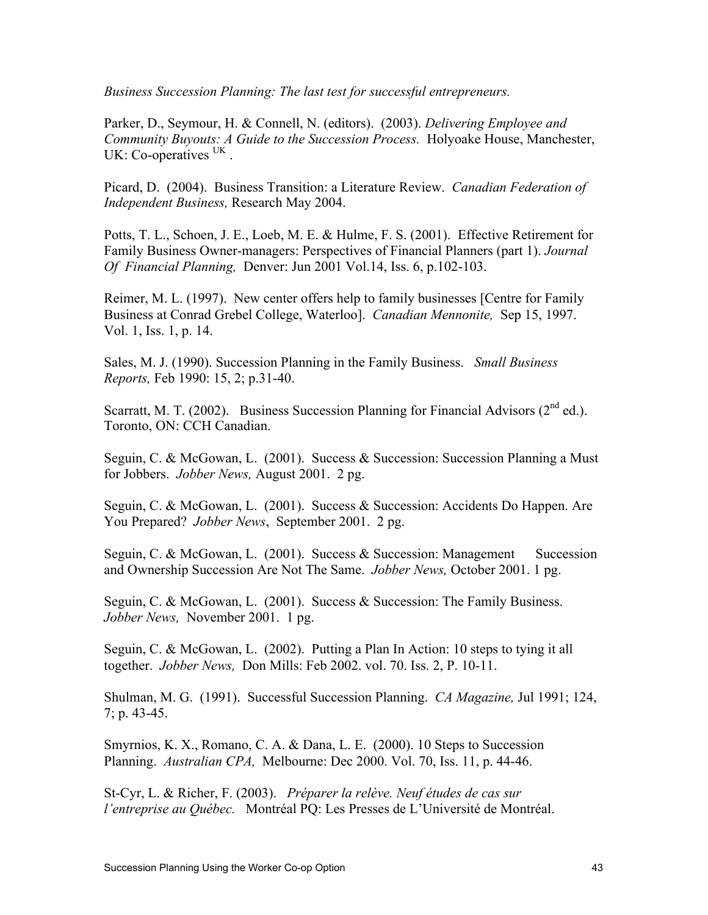*Business Succession Planning: The last test for successful entrepreneurs.*

Parker, D., Seymour, H. & Connell, N. (editors). (2003). *Delivering Employee and Community Buyouts: A Guide to the Succession Process.* Holyoake House, Manchester, UK: Co-operatives [UK] .

Picard, D. (2004). Business Transition: a Literature Review. *Canadian Federation of Independent Business,* Research May 2004.

Potts, T. L., Schoen, J. E., Loeb, M. E. & Hulme, F. S. (2001). Effective Retirement for Family Business Owner-managers: Perspectives of Financial Planners (part 1). *Journal Of Financial Planning,* Denver: Jun 2001 Vol.14, Iss. 6, p.102-103.

Reimer, M. L. (1997). New center offers help to family businesses [Centre for Family Business at Conrad Grebel College, Waterloo]. *Canadian Mennonite,* Sep 15, 1997. Vol. 1, Iss. 1, p. 14.

Sales, M. J. (1990). Succession Planning in the Family Business. *Small Business Reports,* Feb 1990: 15, 2; p.31-40.

Scarratt, M. T. (2002). Business Succession Planning for Financial Advisors (2nd ed.). Toronto, ON: CCH Canadian.

Seguin, C. & McGowan, L. (2001). Success & Succession: Succession Planning a Must for Jobbers. *Jobber News,* August 2001. 2 pg.

Seguin, C. & McGowan, L. (2001). Success & Succession: Accidents Do Happen. Are You Prepared? *Jobber News*, September 2001. 2 pg.

Seguin, C. & McGowan, L. (2001). Success & Succession: Management Succession and Ownership Succession Are Not The Same. *Jobber News,* October 2001. 1 pg.

Seguin, C. & McGowan, L. (2001). Success & Succession: The Family Business. *Jobber News,* November 2001. 1 pg.

Seguin, C. & McGowan, L. (2002). Putting a Plan In Action: 10 steps to tying it all together. *Jobber News,* Don Mills: Feb 2002. vol. 70. Iss. 2, P. 10-11.

Shulman, M. G. (1991). Successful Succession Planning. *CA Magazine,* Jul 1991; 124, 7; p. 43-45.

Smyrnios, K. X., Romano, C. A. & Dana, L. E. (2000). 10 Steps to Succession Planning. *Australian CPA,* Melbourne: Dec 2000. Vol. 70, Iss. 11, p. 44-46.

St-Cyr, L. & Richer, F. (2003). *Préparer la relève. Neuf études de cas sur l'entreprise au Québec.* Montréal PQ: Les Presses de L'Université de Montréal.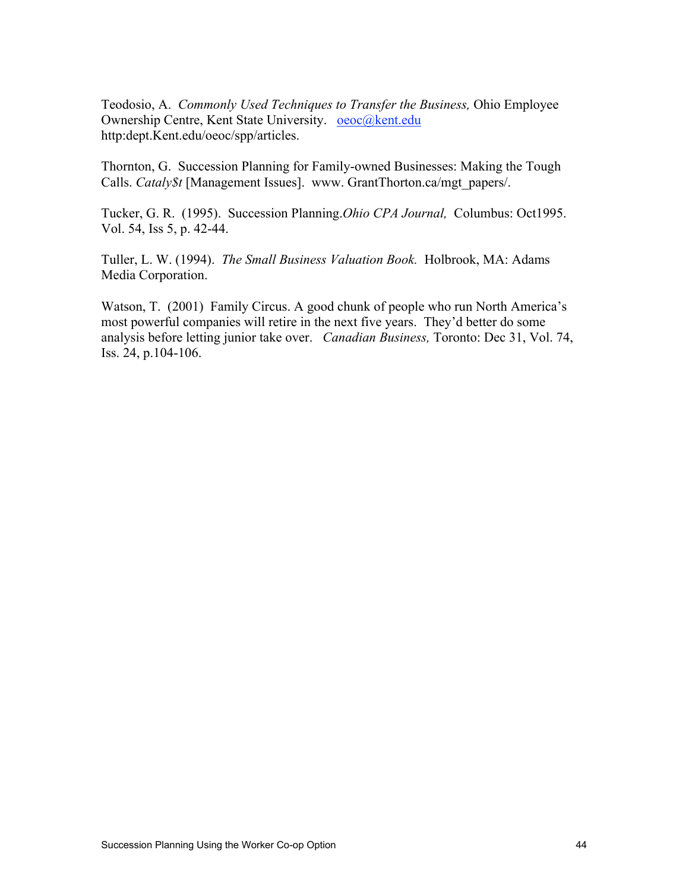Teodosio, A. *Commonly Used Techniques to Transfer the Business,* Ohio Employee Ownership Centre, Kent State University. oeoc@kent.edu http:dept.Kent.edu/oeoc/spp/articles.

Thornton, G. Succession Planning for Family-owned Businesses: Making the Tough Calls. *Cataly$t* [Management Issues]. www. GrantThorton.ca/mgt_papers/.

Tucker, G. R. (1995). Succession Planning.*Ohio CPA Journal,* Columbus: Oct1995. Vol. 54, Iss 5, p. 42-44.

Tuller, L. W. (1994). *The Small Business Valuation Book.* Holbrook, MA: Adams Media Corporation.

Watson, T. (2001) Family Circus. A good chunk of people who run North America's most powerful companies will retire in the next five years. They'd better do some analysis before letting junior take over. *Canadian Business,* Toronto: Dec 31, Vol. 74, Iss. 24, p.104-106.